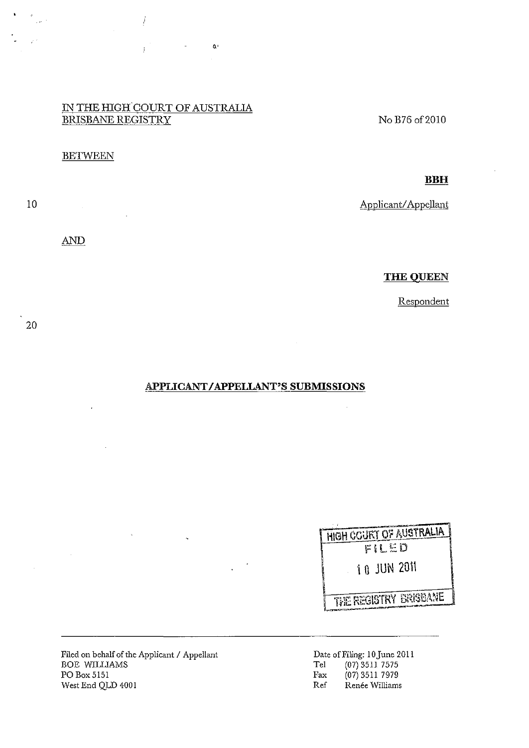IN THE HIGH COURT OF AUSTRALIA
BRISBANE REGISTRY

No B76 of 2010

BETWEEN

**BBH**

Applicant/Appellant

AND

**THE QUEEN**

Respondent

## APPLICANT/APPELLANT'S SUBMISSIONS

HIGH COURT OF AUSTRALIA
FILED
10 JUN 2011
THE REGISTRY BRISBANE

Filed on behalf of the Applicant / Appellant
BOE WILLIAMS
PO Box 5151
West End QLD 4001

Date of Filing: 10 June 2011
Tel (07) 3511 7575
Fax (07) 3511 7979
Ref Renée Williams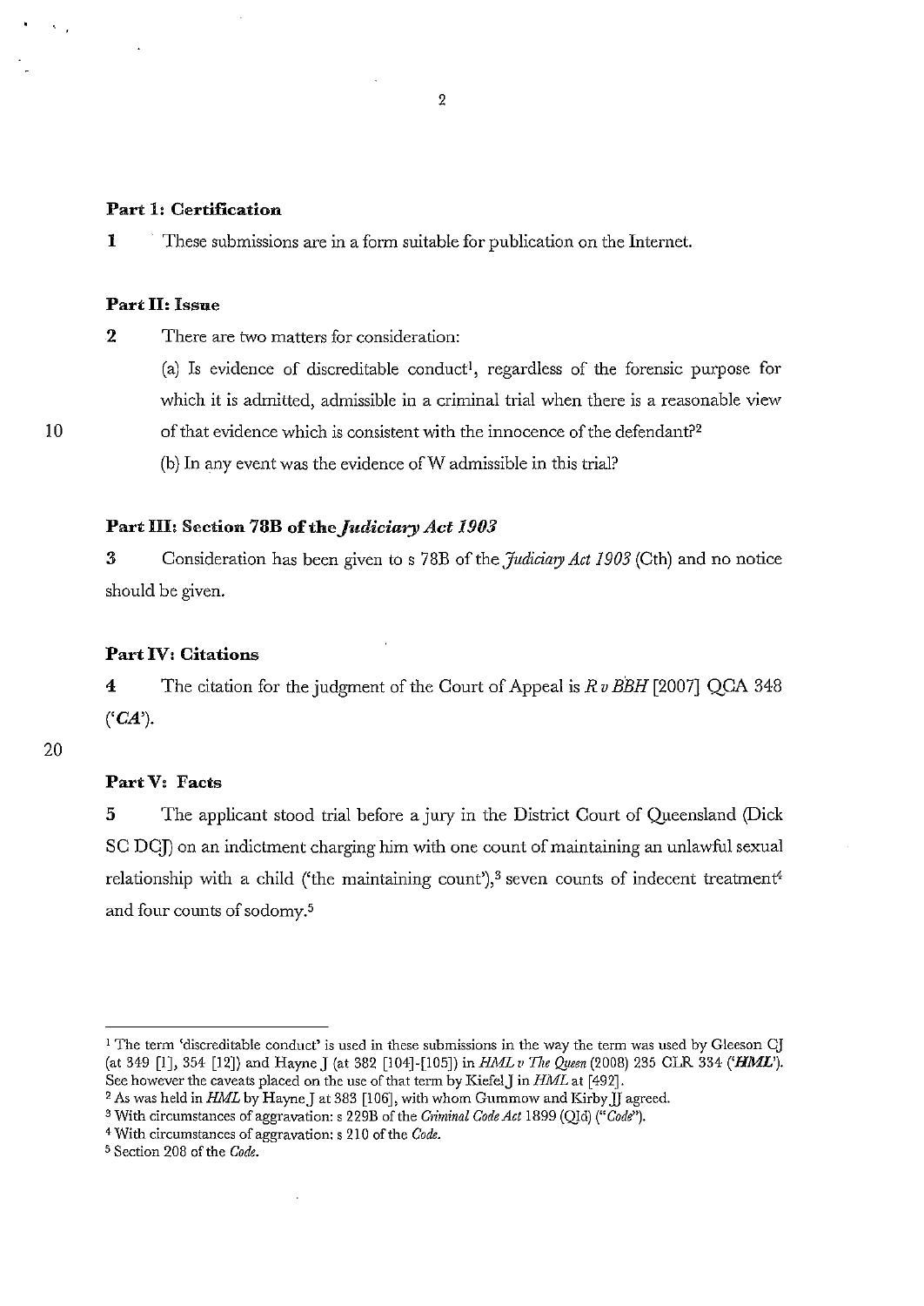**Part 1: Certification**

1 These submissions are in a form suitable for publication on the Internet.

**Part II: Issue**

2 There are two matters for consideration:

(a) Is evidence of discreditable conduct[1], regardless of the forensic purpose for which it is admitted, admissible in a criminal trial when there is a reasonable view of that evidence which is consistent with the innocence of the defendant?[2]

(b) In any event was the evidence of W admissible in this trial?

**Part III: Section 78B of the *Judiciary Act 1903***

3 Consideration has been given to s 78B of the *Judiciary Act 1903* (Cth) and no notice should be given.

**Part IV: Citations**

4 The citation for the judgment of the Court of Appeal is *R v BBH* [2007] QCA 348 ('*CA*').

**Part V: Facts**

5 The applicant stood trial before a jury in the District Court of Queensland (Dick SC DCJ) on an indictment charging him with one count of maintaining an unlawful sexual relationship with a child ('the maintaining count'),[3] seven counts of indecent treatment[4] and four counts of sodomy.[5]

---

[1] The term 'discreditable conduct' is used in these submissions in the way the term was used by Gleeson CJ (at 349 [1], 354 [12]) and Hayne J (at 382 [104]-[105]) in *HML v The Queen* (2008) 235 CLR 334 ('***HML***'). See however the caveats placed on the use of that term by Kiefel J in *HML* at [492].

[2] As was held in *HML* by Hayne J at 383 [106], with whom Gummow and Kirby JJ agreed.

[3] With circumstances of aggravation: s 229B of the *Criminal Code Act* 1899 (Qld) ("*Code*").

[4] With circumstances of aggravation: s 210 of the *Code*.

[5] Section 208 of the *Code*.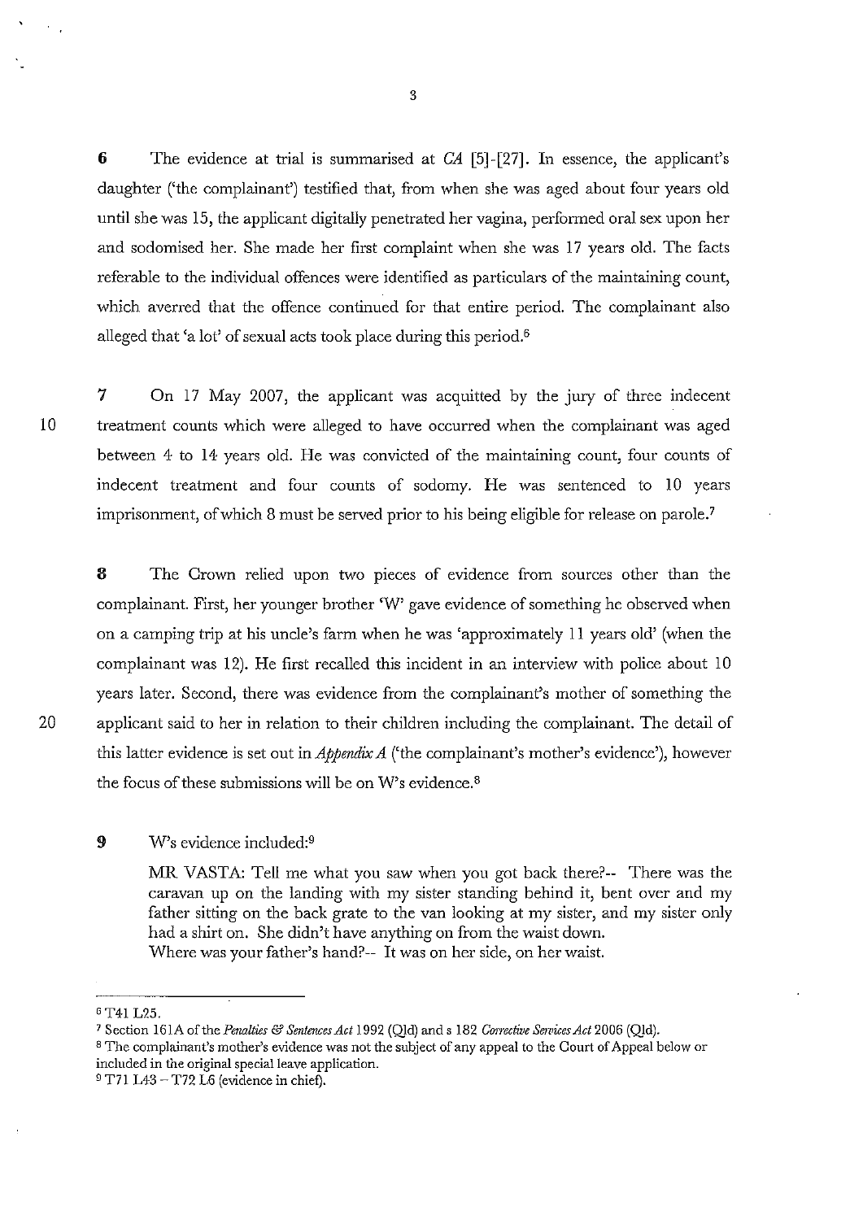**6** The evidence at trial is summarised at *CA* [5]-[27]. In essence, the applicant's daughter ('the complainant') testified that, from when she was aged about four years old until she was 15, the applicant digitally penetrated her vagina, performed oral sex upon her and sodomised her. She made her first complaint when she was 17 years old. The facts referable to the individual offences were identified as particulars of the maintaining count, which averred that the offence continued for that entire period. The complainant also alleged that 'a lot' of sexual acts took place during this period.[6]

**7** On 17 May 2007, the applicant was acquitted by the jury of three indecent treatment counts which were alleged to have occurred when the complainant was aged between 4 to 14 years old. He was convicted of the maintaining count, four counts of indecent treatment and four counts of sodomy. He was sentenced to 10 years imprisonment, of which 8 must be served prior to his being eligible for release on parole.[7]

**8** The Crown relied upon two pieces of evidence from sources other than the complainant. First, her younger brother 'W' gave evidence of something he observed when on a camping trip at his uncle's farm when he was 'approximately 11 years old' (when the complainant was 12). He first recalled this incident in an interview with police about 10 years later. Second, there was evidence from the complainant's mother of something the applicant said to her in relation to their children including the complainant. The detail of this latter evidence is set out in *Appendix A* ('the complainant's mother's evidence'), however the focus of these submissions will be on W's evidence.[8]

**9** W's evidence included:[9]

> MR VASTA: Tell me what you saw when you got back there?-- There was the caravan up on the landing with my sister standing behind it, bent over and my father sitting on the back grate to the van looking at my sister, and my sister only had a shirt on. She didn't have anything on from the waist down.
> Where was your father's hand?-- It was on her side, on her waist.

---

[6] T41 L25.

[7] Section 161A of the *Penalties & Sentences Act* 1992 (Qld) and s 182 *Corrective Services Act* 2006 (Qld).

[8] The complainant's mother's evidence was not the subject of any appeal to the Court of Appeal below or included in the original special leave application.

[9] T71 L43 – T72 L6 (evidence in chief).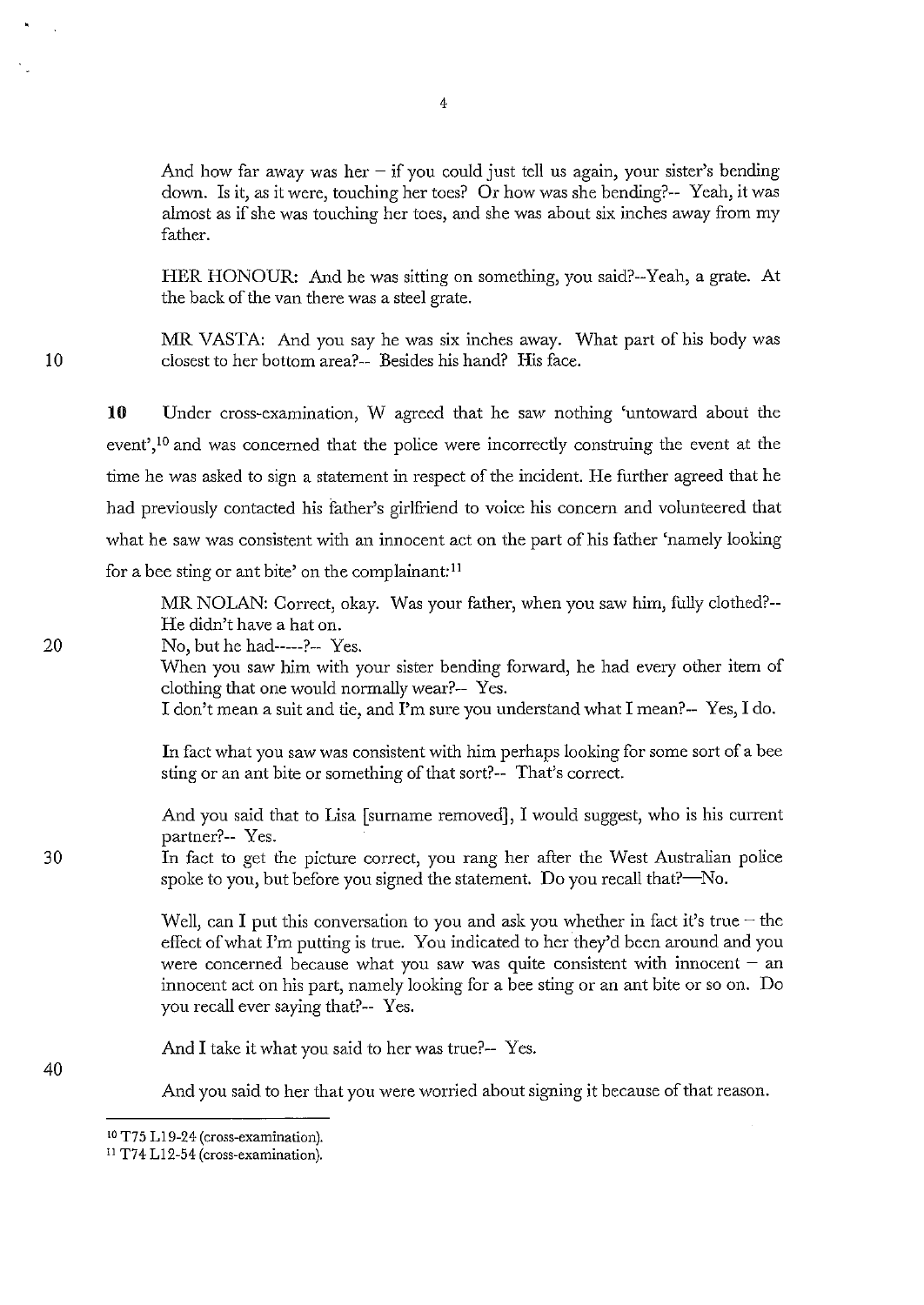And how far away was her – if you could just tell us again, your sister's bending down. Is it, as it were, touching her toes? Or how was she bending?-- Yeah, it was almost as if she was touching her toes, and she was about six inches away from my father.

HER HONOUR: And he was sitting on something, you said?--Yeah, a grate. At the back of the van there was a steel grate.

MR VASTA: And you say he was six inches away. What part of his body was closest to her bottom area?-- Besides his hand? His face.

**10** Under cross-examination, W agreed that he saw nothing 'untoward about the event',[10] and was concerned that the police were incorrectly construing the event at the time he was asked to sign a statement in respect of the incident. He further agreed that he had previously contacted his father's girlfriend to voice his concern and volunteered that what he saw was consistent with an innocent act on the part of his father 'namely looking for a bee sting or ant bite' on the complainant:[11]

MR NOLAN: Correct, okay. Was your father, when you saw him, fully clothed?-- He didn't have a hat on.
No, but he had-----?-- Yes.
When you saw him with your sister bending forward, he had every other item of clothing that one would normally wear?-- Yes.
I don't mean a suit and tie, and I'm sure you understand what I mean?-- Yes, I do.

In fact what you saw was consistent with him perhaps looking for some sort of a bee sting or an ant bite or something of that sort?-- That's correct.

And you said that to Lisa [surname removed], I would suggest, who is his current partner?-- Yes.
In fact to get the picture correct, you rang her after the West Australian police spoke to you, but before you signed the statement. Do you recall that?—No.

Well, can I put this conversation to you and ask you whether in fact it's true – the effect of what I'm putting is true. You indicated to her they'd been around and you were concerned because what you saw was quite consistent with innocent – an innocent act on his part, namely looking for a bee sting or an ant bite or so on. Do you recall ever saying that?-- Yes.

And I take it what you said to her was true?-- Yes.

And you said to her that you were worried about signing it because of that reason.

---

[10] T75 L19-24 (cross-examination).

[11] T74 L12-54 (cross-examination).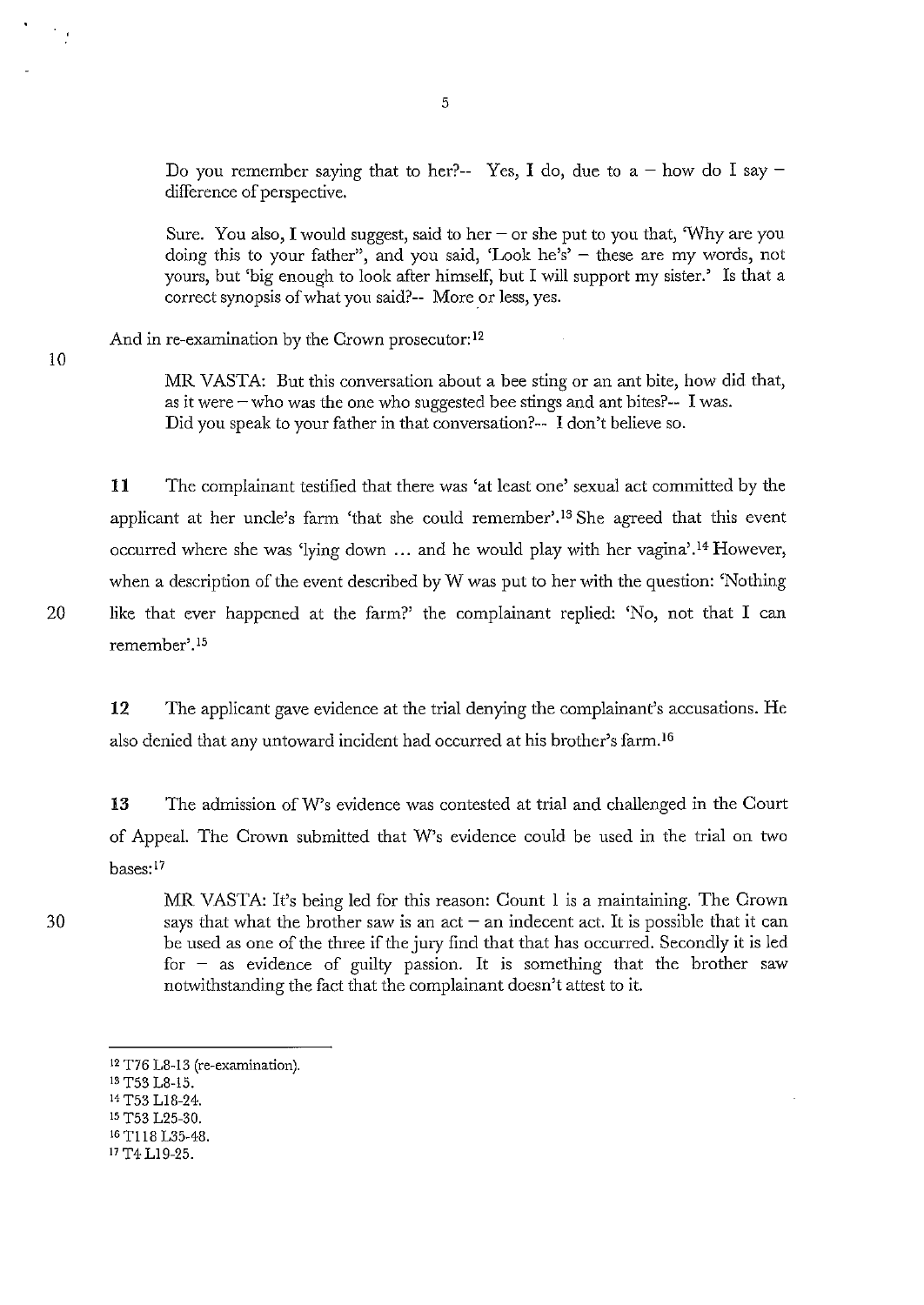> Do you remember saying that to her?-- Yes, I do, due to a – how do I say – difference of perspective.
>
> Sure. You also, I would suggest, said to her – or she put to you that, 'Why are you doing this to your father", and you said, 'Look he's' – these are my words, not yours, but 'big enough to look after himself, but I will support my sister.' Is that a correct synopsis of what you said?-- More or less, yes.

And in re-examination by the Crown prosecutor:[12]

> MR VASTA: But this conversation about a bee sting or an ant bite, how did that, as it were – who was the one who suggested bee stings and ant bites?-- I was.
> Did you speak to your father in that conversation?-- I don't believe so.

**11** The complainant testified that there was 'at least one' sexual act committed by the applicant at her uncle's farm 'that she could remember'.[13] She agreed that this event occurred where she was 'lying down ... and he would play with her vagina'.[14] However, when a description of the event described by W was put to her with the question: 'Nothing like that ever happened at the farm?' the complainant replied: 'No, not that I can remember'.[15]

**12** The applicant gave evidence at the trial denying the complainant's accusations. He also denied that any untoward incident had occurred at his brother's farm.[16]

**13** The admission of W's evidence was contested at trial and challenged in the Court of Appeal. The Crown submitted that W's evidence could be used in the trial on two bases:[17]

> MR VASTA: It's being led for this reason: Count 1 is a maintaining. The Crown says that what the brother saw is an act – an indecent act. It is possible that it can be used as one of the three if the jury find that that has occurred. Secondly it is led for – as evidence of guilty passion. It is something that the brother saw notwithstanding the fact that the complainant doesn't attest to it.

---

[12] T76 L8-13 (re-examination).
[13] T53 L8-15.
[14] T53 L18-24.
[15] T53 L25-30.
[16] T118 L35-48.
[17] T4 L19-25.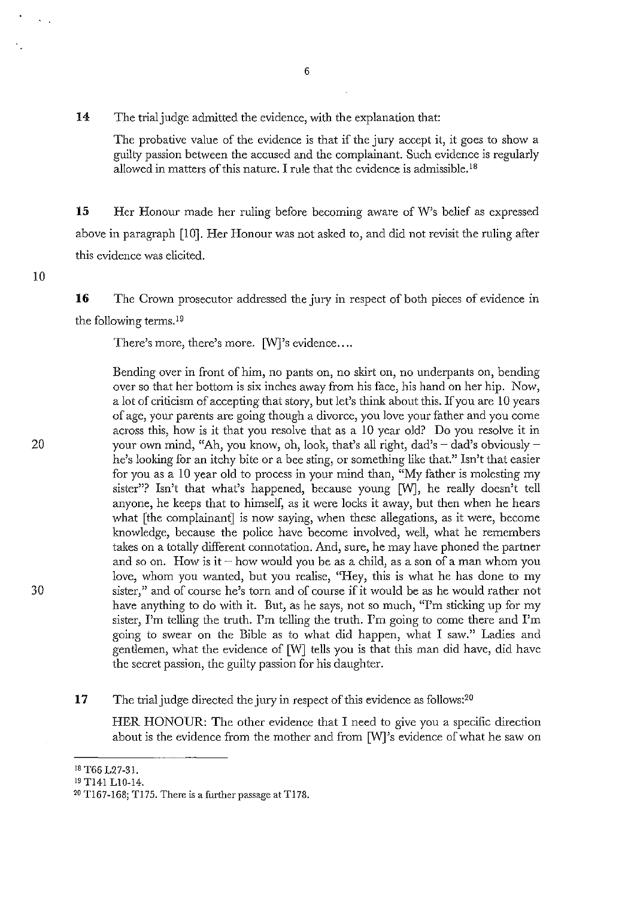**14** The trial judge admitted the evidence, with the explanation that:

> The probative value of the evidence is that if the jury accept it, it goes to show a guilty passion between the accused and the complainant. Such evidence is regularly allowed in matters of this nature. I rule that the evidence is admissible.[18]

**15** Her Honour made her ruling before becoming aware of W's belief as expressed above in paragraph [10]. Her Honour was not asked to, and did not revisit the ruling after this evidence was elicited.

**16** The Crown prosecutor addressed the jury in respect of both pieces of evidence in the following terms.[19]

> There's more, there's more. [W]'s evidence....
>
> Bending over in front of him, no pants on, no skirt on, no underpants on, bending over so that her bottom is six inches away from his face, his hand on her hip. Now, a lot of criticism of accepting that story, but let's think about this. If you are 10 years of age, your parents are going though a divorce, you love your father and you come across this, how is it that you resolve that as a 10 year old? Do you resolve it in your own mind, "Ah, you know, oh, look, that's all right, dad's – dad's obviously – he's looking for an itchy bite or a bee sting, or something like that." Isn't that easier for you as a 10 year old to process in your mind than, "My father is molesting my sister"? Isn't that what's happened, because young [W], he really doesn't tell anyone, he keeps that to himself, as it were locks it away, but then when he hears what [the complainant] is now saying, when these allegations, as it were, become knowledge, because the police have become involved, well, what he remembers takes on a totally different connotation. And, sure, he may have phoned the partner and so on. How is it – how would you be as a child, as a son of a man whom you love, whom you wanted, but you realise, "Hey, this is what he has done to my sister," and of course he's torn and of course if it would be as he would rather not have anything to do with it. But, as he says, not so much, "I'm sticking up for my sister, I'm telling the truth. I'm telling the truth. I'm going to come there and I'm going to swear on the Bible as to what did happen, what I saw." Ladies and gentlemen, what the evidence of [W] tells you is that this man did have, did have the secret passion, the guilty passion for his daughter.

**17** The trial judge directed the jury in respect of this evidence as follows:[20]

> HER HONOUR: The other evidence that I need to give you a specific direction about is the evidence from the mother and from [W]'s evidence of what he saw on

---

[18] T66 L27-31.

[19] T141 L10-14.

[20] T167-168; T175. There is a further passage at T178.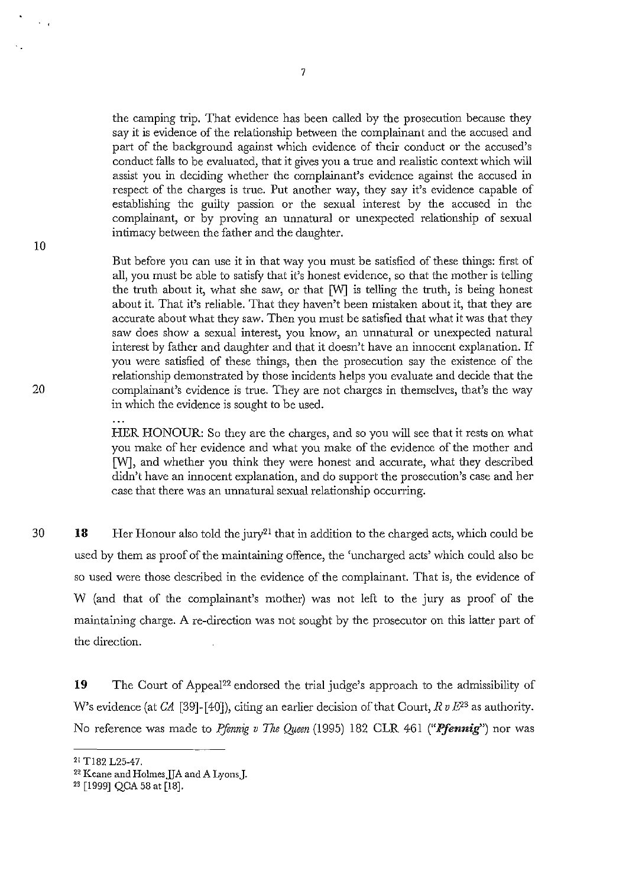the camping trip. That evidence has been called by the prosecution because they say it is evidence of the relationship between the complainant and the accused and part of the background against which evidence of their conduct or the accused's conduct falls to be evaluated, that it gives you a true and realistic context which will assist you in deciding whether the complainant's evidence against the accused in respect of the charges is true. Put another way, they say it's evidence capable of establishing the guilty passion or the sexual interest by the accused in the complainant, or by proving an unnatural or unexpected relationship of sexual intimacy between the father and the daughter.

But before you can use it in that way you must be satisfied of these things: first of all, you must be able to satisfy that it's honest evidence, so that the mother is telling the truth about it, what she saw, or that [W] is telling the truth, is being honest about it. That it's reliable. That they haven't been mistaken about it, that they are accurate about what they saw. Then you must be satisfied that what it was that they saw does show a sexual interest, you know, an unnatural or unexpected natural interest by father and daughter and that it doesn't have an innocent explanation. If you were satisfied of these things, then the prosecution say the existence of the relationship demonstrated by those incidents helps you evaluate and decide that the complainant's evidence is true. They are not charges in themselves, that's the way in which the evidence is sought to be used.

...

HER HONOUR: So they are the charges, and so you will see that it rests on what you make of her evidence and what you make of the evidence of the mother and [W], and whether you think they were honest and accurate, what they described didn't have an innocent explanation, and do support the prosecution's case and her case that there was an unnatural sexual relationship occurring.

**18** Her Honour also told the jury[21] that in addition to the charged acts, which could be used by them as proof of the maintaining offence, the 'uncharged acts' which could also be so used were those described in the evidence of the complainant. That is, the evidence of W (and that of the complainant's mother) was not left to the jury as proof of the maintaining charge. A re-direction was not sought by the prosecutor on this latter part of the direction.

**19** The Court of Appeal[22] endorsed the trial judge's approach to the admissibility of W's evidence (at *CA* [39]-[40]), citing an earlier decision of that Court, *R v E*[23] as authority. No reference was made to *Pfennig v The Queen* (1995) 182 CLR 461 ("***Pfennig***") nor was

---

[21] T182 L25-47.

[22] Keane and Holmes JJA and A Lyons J.

[23] [1999] QCA 58 at [18].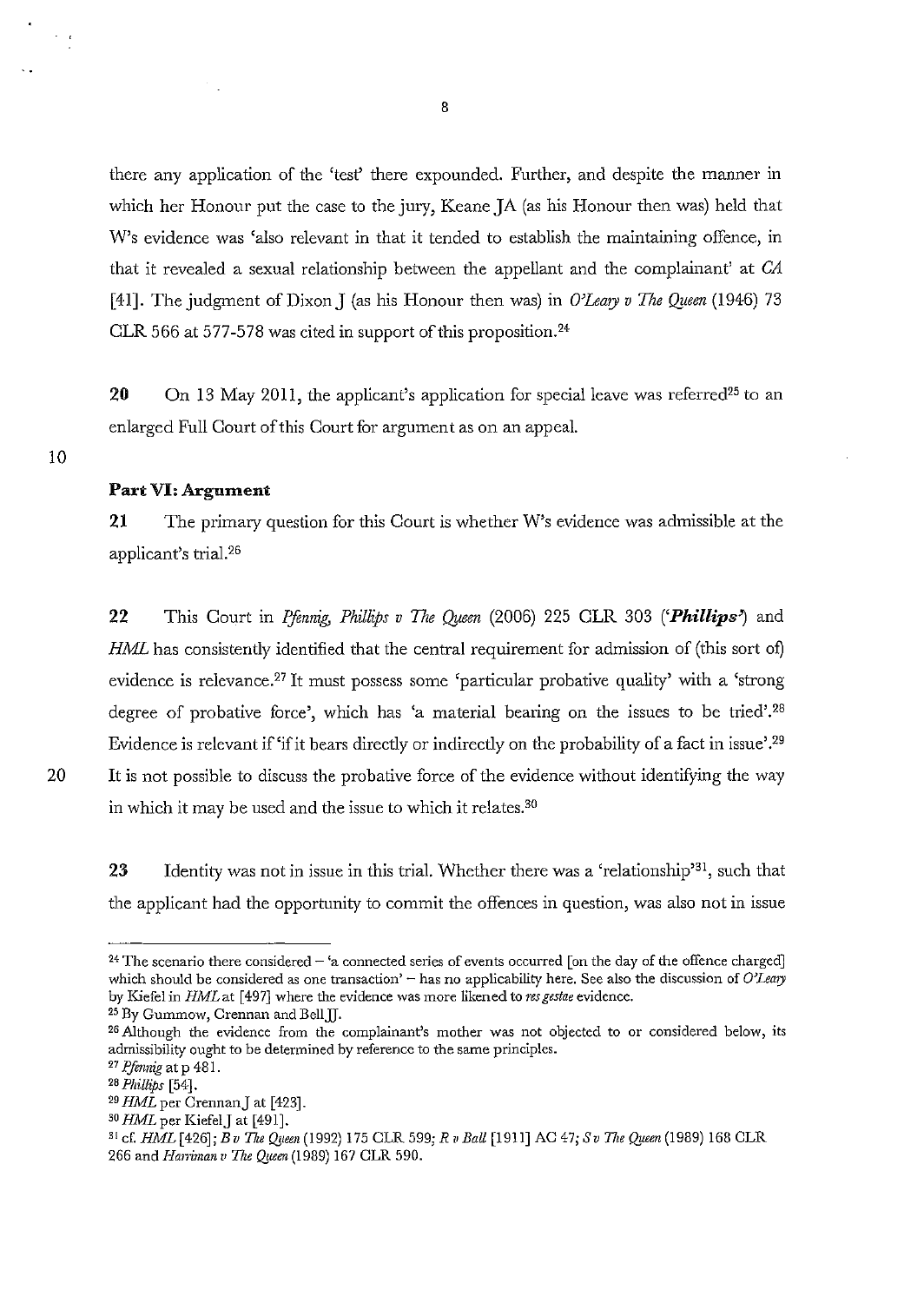there any application of the 'test' there expounded. Further, and despite the manner in which her Honour put the case to the jury, Keane JA (as his Honour then was) held that W's evidence was 'also relevant in that it tended to establish the maintaining offence, in that it revealed a sexual relationship between the appellant and the complainant' at *CA* [41]. The judgment of Dixon J (as his Honour then was) in *O'Leary v The Queen* (1946) 73 CLR 566 at 577-578 was cited in support of this proposition.[24]

**20** On 13 May 2011, the applicant's application for special leave was referred[25] to an enlarged Full Court of this Court for argument as on an appeal.

### Part VI: Argument

**21** The primary question for this Court is whether W's evidence was admissible at the applicant's trial.[26]

**22** This Court in *Pfennig, Phillips v The Queen* (2006) 225 CLR 303 (**'*Phillips*'**) and *HML* has consistently identified that the central requirement for admission of (this sort of) evidence is relevance.[27] It must possess some 'particular probative quality' with a 'strong degree of probative force', which has 'a material bearing on the issues to be tried'.[28] Evidence is relevant if 'if it bears directly or indirectly on the probability of a fact in issue'.[29] It is not possible to discuss the probative force of the evidence without identifying the way in which it may be used and the issue to which it relates.[30]

**23** Identity was not in issue in this trial. Whether there was a 'relationship'[31], such that the applicant had the opportunity to commit the offences in question, was also not in issue

---

[24] The scenario there considered – 'a connected series of events occurred [on the day of the offence charged] which should be considered as one transaction' – has no applicability here. See also the discussion of *O'Leary* by Kiefel in *HML* at [497] where the evidence was more likened to *res gestae* evidence.

[25] By Gummow, Crennan and Bell JJ.

[26] Although the evidence from the complainant's mother was not objected to or considered below, its admissibility ought to be determined by reference to the same principles.

[27] *Pfennig* at p 481.

[28] *Phillips* [54].

[29] *HML* per Crennan J at [423].

[30] *HML* per Kiefel J at [491].

[31] cf. *HML* [426]; *B v The Queen* (1992) 175 CLR 599; *R v Ball* [1911] AC 47; *S v The Queen* (1989) 168 CLR 266 and *Harriman v The Queen* (1989) 167 CLR 590.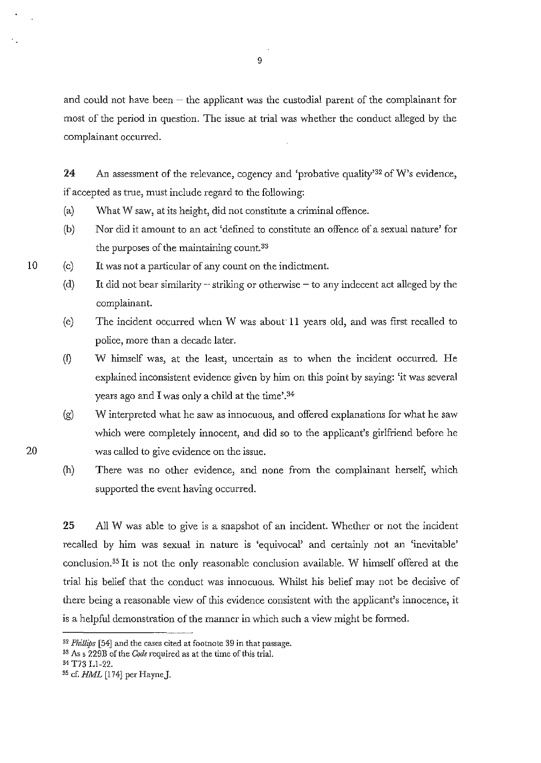and could not have been – the applicant was the custodial parent of the complainant for most of the period in question. The issue at trial was whether the conduct alleged by the complainant occurred.

**24** An assessment of the relevance, cogency and 'probative quality'[32] of W's evidence, if accepted as true, must include regard to the following:

(a) What W saw, at its height, did not constitute a criminal offence.

(b) Nor did it amount to an act 'defined to constitute an offence of a sexual nature' for the purposes of the maintaining count.[33]

(c) It was not a particular of any count on the indictment.

(d) It did not bear similarity – striking or otherwise – to any indecent act alleged by the complainant.

(e) The incident occurred when W was about 11 years old, and was first recalled to police, more than a decade later.

(f) W himself was, at the least, uncertain as to when the incident occurred. He explained inconsistent evidence given by him on this point by saying: 'it was several years ago and I was only a child at the time'.[34]

(g) W interpreted what he saw as innocuous, and offered explanations for what he saw which were completely innocent, and did so to the applicant's girlfriend before he was called to give evidence on the issue.

(h) There was no other evidence, and none from the complainant herself, which supported the event having occurred.

**25** All W was able to give is a snapshot of an incident. Whether or not the incident recalled by him was sexual in nature is 'equivocal' and certainly not an 'inevitable' conclusion.[35] It is not the only reasonable conclusion available. W himself offered at the trial his belief that the conduct was innocuous. Whilst his belief may not be decisive of there being a reasonable view of this evidence consistent with the applicant's innocence, it is a helpful demonstration of the manner in which such a view might be formed.

---

[32] *Phillips* [54] and the cases cited at footnote 39 in that passage.

[33] As s 229B of the *Code* required as at the time of this trial.

[34] T73 L1-22.

[35] cf. *HML* [174] per Hayne J.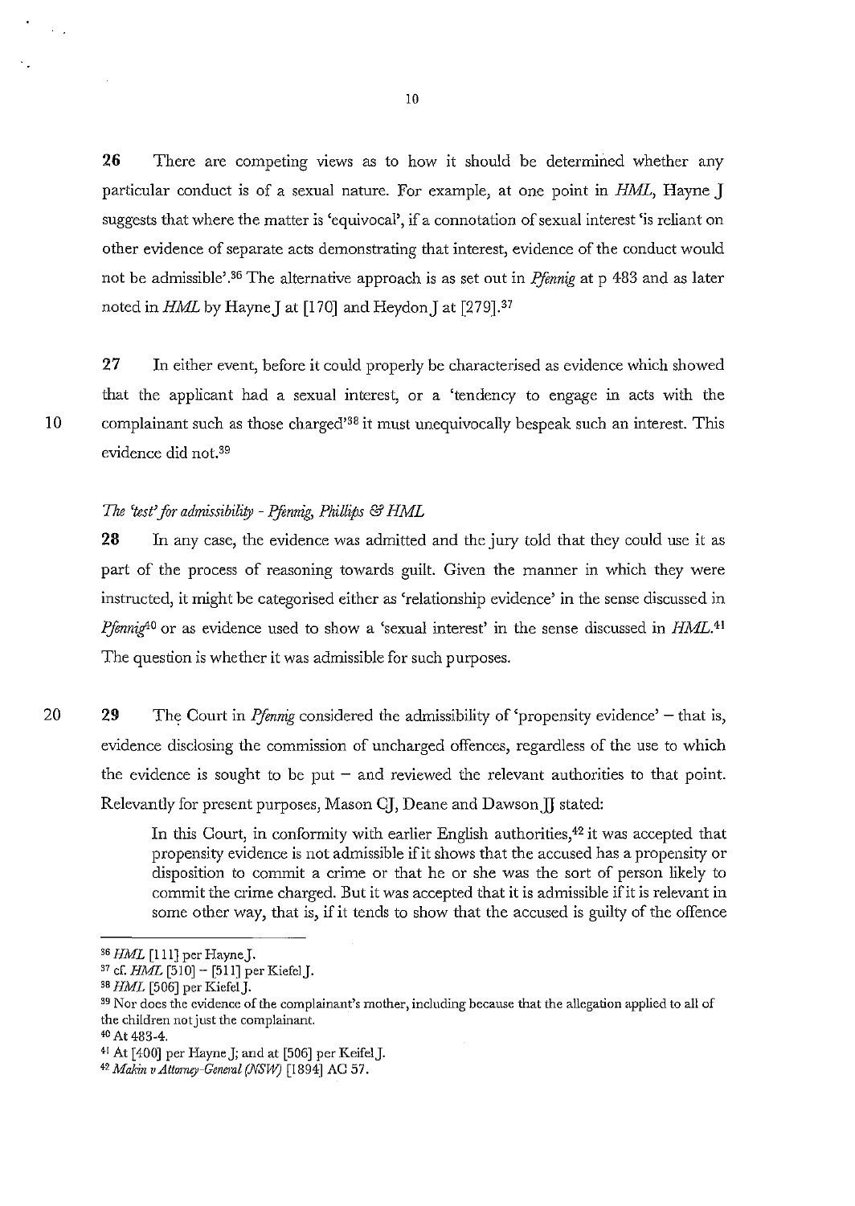**26** There are competing views as to how it should be determined whether any particular conduct is of a sexual nature. For example, at one point in *HML*, Hayne J suggests that where the matter is 'equivocal', if a connotation of sexual interest 'is reliant on other evidence of separate acts demonstrating that interest, evidence of the conduct would not be admissible'.[36] The alternative approach is as set out in *Pfennig* at p 483 and as later noted in *HML* by Hayne J at [170] and Heydon J at [279].[37]

**27** In either event, before it could properly be characterised as evidence which showed that the applicant had a sexual interest, or a 'tendency to engage in acts with the complainant such as those charged'[38] it must unequivocally bespeak such an interest. This evidence did not.[39]

### *The 'test' for admissibility - Pfennig, Phillips & HML*

**28** In any case, the evidence was admitted and the jury told that they could use it as part of the process of reasoning towards guilt. Given the manner in which they were instructed, it might be categorised either as 'relationship evidence' in the sense discussed in *Pfennig*[40] or as evidence used to show a 'sexual interest' in the sense discussed in *HML*.[41] The question is whether it was admissible for such purposes.

**29** The Court in *Pfennig* considered the admissibility of 'propensity evidence' – that is, evidence disclosing the commission of uncharged offences, regardless of the use to which the evidence is sought to be put – and reviewed the relevant authorities to that point. Relevantly for present purposes, Mason CJ, Deane and Dawson JJ stated:

> In this Court, in conformity with earlier English authorities,[42] it was accepted that propensity evidence is not admissible if it shows that the accused has a propensity or disposition to commit a crime or that he or she was the sort of person likely to commit the crime charged. But it was accepted that it is admissible if it is relevant in some other way, that is, if it tends to show that the accused is guilty of the offence

---

[36] *HML* [111] per Hayne J.

[37] cf. *HML* [510] – [511] per Kiefel J.

[38] *HML* [506] per Kiefel J.

[39] Nor does the evidence of the complainant's mother, including because that the allegation applied to all of the children not just the complainant.

[40] At 483-4.

[41] At [400] per Hayne J; and at [506] per Keifel J.

[42] *Makin v Attorney-General (NSW)* [1894] AC 57.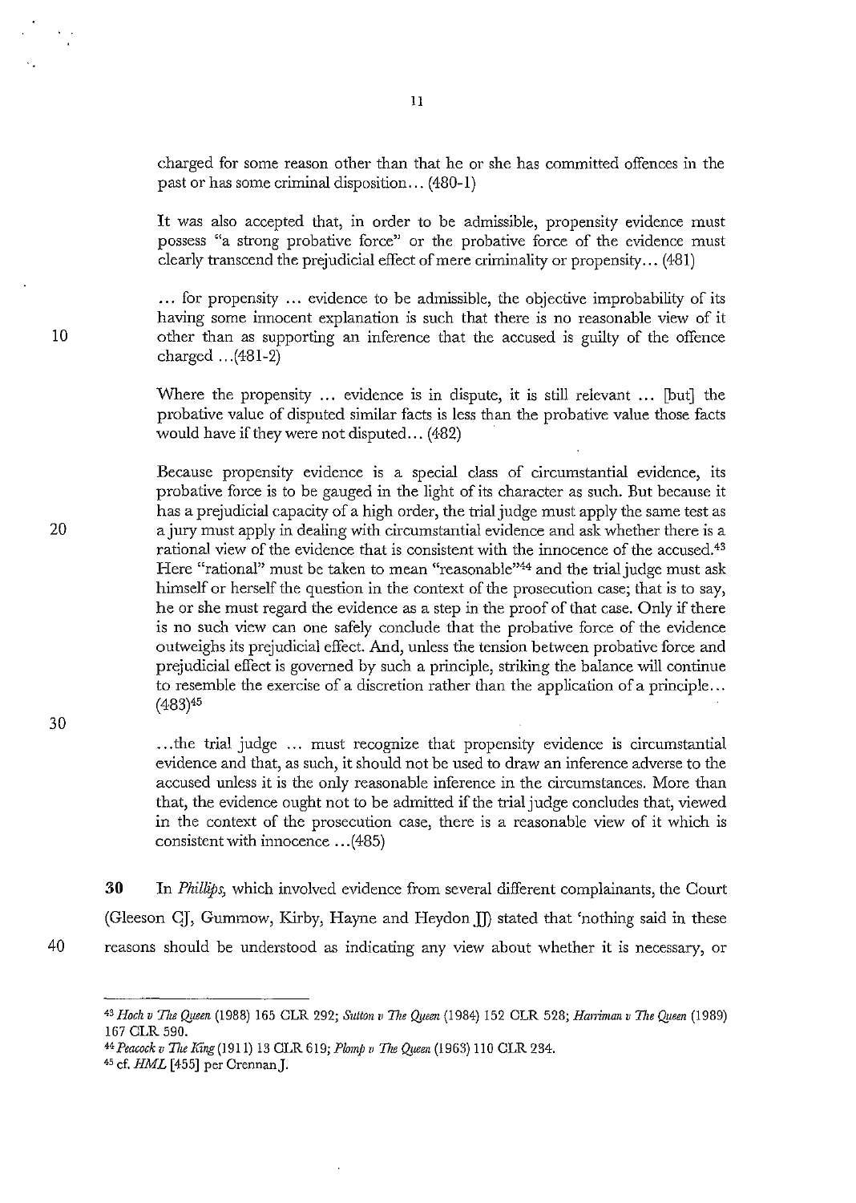charged for some reason other than that he or she has committed offences in the past or has some criminal disposition... (480-1)

> It was also accepted that, in order to be admissible, propensity evidence must possess "a strong probative force" or the probative force of the evidence must clearly transcend the prejudicial effect of mere criminality or propensity... (481)
>
> ... for propensity ... evidence to be admissible, the objective improbability of its having some innocent explanation is such that there is no reasonable view of it other than as supporting an inference that the accused is guilty of the offence charged ...(481-2)
>
> Where the propensity ... evidence is in dispute, it is still relevant ... [but] the probative value of disputed similar facts is less than the probative value those facts would have if they were not disputed... (482)
>
> Because propensity evidence is a special class of circumstantial evidence, its probative force is to be gauged in the light of its character as such. But because it has a prejudicial capacity of a high order, the trial judge must apply the same test as a jury must apply in dealing with circumstantial evidence and ask whether there is a rational view of the evidence that is consistent with the innocence of the accused.[43] Here "rational" must be taken to mean "reasonable"[44] and the trial judge must ask himself or herself the question in the context of the prosecution case; that is to say, he or she must regard the evidence as a step in the proof of that case. Only if there is no such view can one safely conclude that the probative force of the evidence outweighs its prejudicial effect. And, unless the tension between probative force and prejudicial effect is governed by such a principle, striking the balance will continue to resemble the exercise of a discretion rather than the application of a principle... (483)[45]
>
> ...the trial judge ... must recognize that propensity evidence is circumstantial evidence and that, as such, it should not be used to draw an inference adverse to the accused unless it is the only reasonable inference in the circumstances. More than that, the evidence ought not to be admitted if the trial judge concludes that, viewed in the context of the prosecution case, there is a reasonable view of it which is consistent with innocence ...(485)

**30** In *Phillips*, which involved evidence from several different complainants, the Court (Gleeson CJ, Gummow, Kirby, Hayne and Heydon JJ) stated that 'nothing said in these reasons should be understood as indicating any view about whether it is necessary, or

---

[43] *Hoch v The Queen* (1988) 165 CLR 292; *Sutton v The Queen* (1984) 152 CLR 528; *Harriman v The Queen* (1989) 167 CLR 590.

[44] *Peacock v The King* (1911) 13 CLR 619; *Plomp v The Queen* (1963) 110 CLR 234.

[45] cf. *HML* [455] per Crennan J.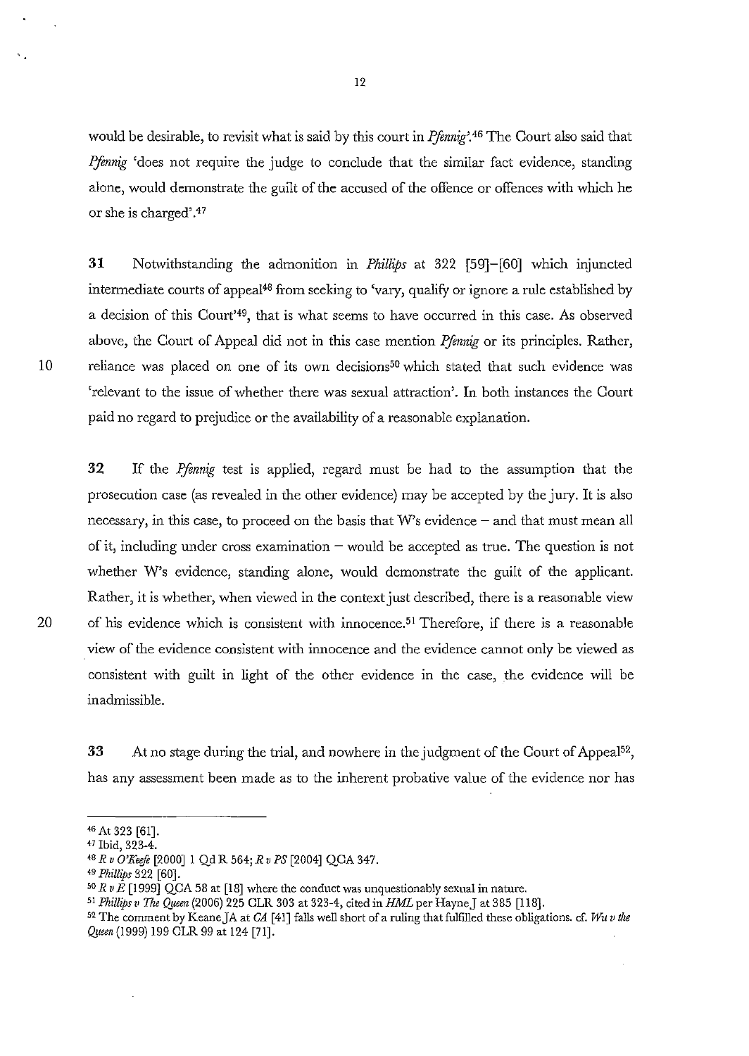would be desirable, to revisit what is said by this court in *Pfennig*'.[46] The Court also said that *Pfennig* 'does not require the judge to conclude that the similar fact evidence, standing alone, would demonstrate the guilt of the accused of the offence or offences with which he or she is charged'.[47]

**31** Notwithstanding the admonition in *Phillips* at 322 [59]–[60] which injuncted intermediate courts of appeal[48] from seeking to 'vary, qualify or ignore a rule established by a decision of this Court'[49], that is what seems to have occurred in this case. As observed above, the Court of Appeal did not in this case mention *Pfennig* or its principles. Rather, reliance was placed on one of its own decisions[50] which stated that such evidence was 'relevant to the issue of whether there was sexual attraction'. In both instances the Court paid no regard to prejudice or the availability of a reasonable explanation.

**32** If the *Pfennig* test is applied, regard must be had to the assumption that the prosecution case (as revealed in the other evidence) may be accepted by the jury. It is also necessary, in this case, to proceed on the basis that W's evidence – and that must mean all of it, including under cross examination – would be accepted as true. The question is not whether W's evidence, standing alone, would demonstrate the guilt of the applicant. Rather, it is whether, when viewed in the context just described, there is a reasonable view of his evidence which is consistent with innocence.[51] Therefore, if there is a reasonable view of the evidence consistent with innocence and the evidence cannot only be viewed as consistent with guilt in light of the other evidence in the case, the evidence will be inadmissible.

**33** At no stage during the trial, and nowhere in the judgment of the Court of Appeal[52], has any assessment been made as to the inherent probative value of the evidence nor has

---

[46] At 323 [61].

[47] Ibid, 323-4.

[48] *R v O'Keefe* [2000] 1 Qd R 564; *R v PS* [2004] QCA 347.

[49] *Phillips* 322 [60].

[50] *R v E* [1999] QCA 58 at [18] where the conduct was unquestionably sexual in nature.

[51] *Phillips v The Queen* (2006) 225 CLR 303 at 323-4, cited in *HML* per Hayne J at 385 [118].

[52] The comment by Keane JA at *CA* [41] falls well short of a ruling that fulfilled these obligations. cf. *Wu v the Queen* (1999) 199 CLR 99 at 124 [71].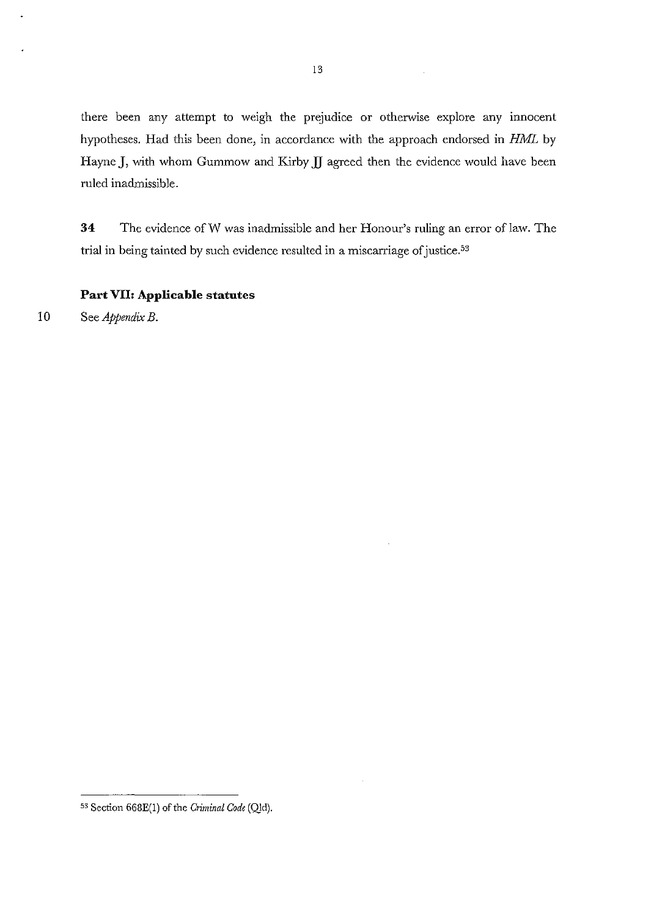there been any attempt to weigh the prejudice or otherwise explore any innocent hypotheses. Had this been done, in accordance with the approach endorsed in *HML* by Hayne J, with whom Gummow and Kirby JJ agreed then the evidence would have been ruled inadmissible.

**34** The evidence of W was inadmissible and her Honour's ruling an error of law. The trial in being tainted by such evidence resulted in a miscarriage of justice.[53]

### Part VII: Applicable statutes

See *Appendix B*.

---

[53] Section 668E(1) of the *Criminal Code* (Qld).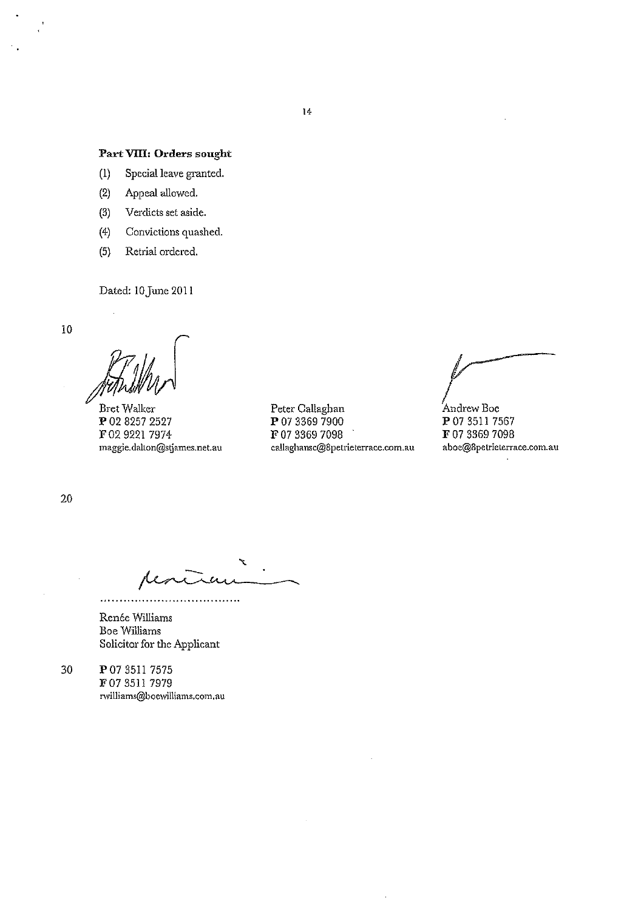## Part VIII: Orders sought

(1) Special leave granted.

(2) Appeal allowed.

(3) Verdicts set aside.

(4) Convictions quashed.

(5) Retrial ordered.

Dated: 10 June 2011

Bret Walker
**P** 02 8257 2527
**F** 02 9221 7974
maggie.dalton@stjames.net.au

Peter Callaghan
**P** 07 3369 7900
**F** 07 3369 7098
callaghansc@8petrieterrace.com.au

Andrew Boe
**P** 07 3511 7567
**F** 07 3369 7098
aboe@8petrieterrace.com.au

.....................................

Renée Williams
Boe Williams
Solicitor for the Applicant

**P** 07 3511 7575
**F** 07 3511 7979
rwilliams@boewilliams.com.au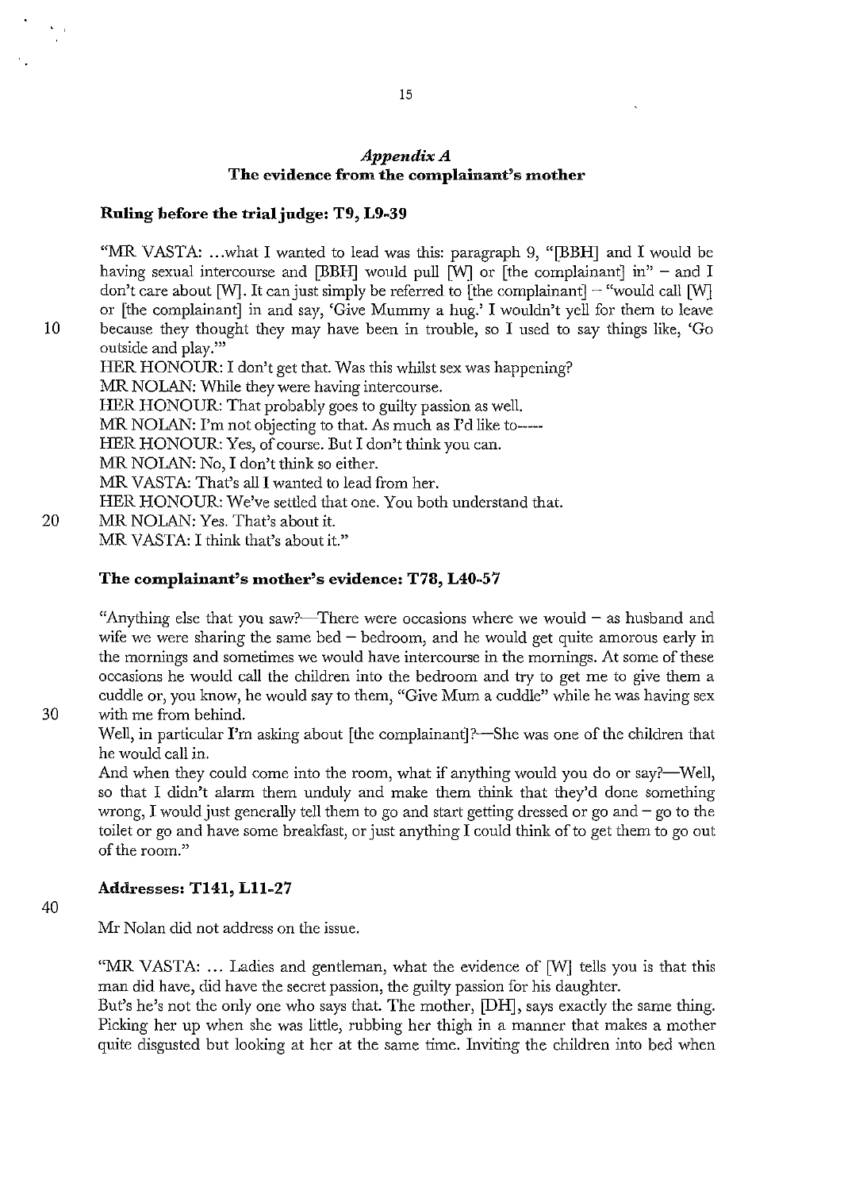## *Appendix A*
## The evidence from the complainant's mother

### Ruling before the trial judge: T9, L9-39

"MR VASTA: ...what I wanted to lead was this: paragraph 9, "[BBH] and I would be having sexual intercourse and [BBH] would pull [W] or [the complainant] in" – and I don't care about [W]. It can just simply be referred to [the complainant] – "would call [W] or [the complainant] in and say, 'Give Mummy a hug.' I wouldn't yell for them to leave because they thought they may have been in trouble, so I used to say things like, 'Go outside and play.'"

HER HONOUR: I don't get that. Was this whilst sex was happening?

MR NOLAN: While they were having intercourse.

HER HONOUR: That probably goes to guilty passion as well.

MR NOLAN: I'm not objecting to that. As much as I'd like to-----

HER HONOUR: Yes, of course. But I don't think you can.

MR NOLAN: No, I don't think so either.

MR VASTA: That's all I wanted to lead from her.

HER HONOUR: We've settled that one. You both understand that.

MR NOLAN: Yes. That's about it.

MR VASTA: I think that's about it."

### The complainant's mother's evidence: T78, L40-57

"Anything else that you saw?—There were occasions where we would – as husband and wife we were sharing the same bed – bedroom, and he would get quite amorous early in the mornings and sometimes we would have intercourse in the mornings. At some of these occasions he would call the children into the bedroom and try to get me to give them a cuddle or, you know, he would say to them, "Give Mum a cuddle" while he was having sex with me from behind.

Well, in particular I'm asking about [the complainant]?—She was one of the children that he would call in.

And when they could come into the room, what if anything would you do or say?—Well, so that I didn't alarm them unduly and make them think that they'd done something wrong, I would just generally tell them to go and start getting dressed or go and – go to the toilet or go and have some breakfast, or just anything I could think of to get them to go out of the room."

### Addresses: T141, L11-27

Mr Nolan did not address on the issue.

"MR VASTA: ... Ladies and gentleman, what the evidence of [W] tells you is that this man did have, did have the secret passion, the guilty passion for his daughter.

But's he's not the only one who says that. The mother, [DH], says exactly the same thing. Picking her up when she was little, rubbing her thigh in a manner that makes a mother quite disgusted but looking at her at the same time. Inviting the children into bed when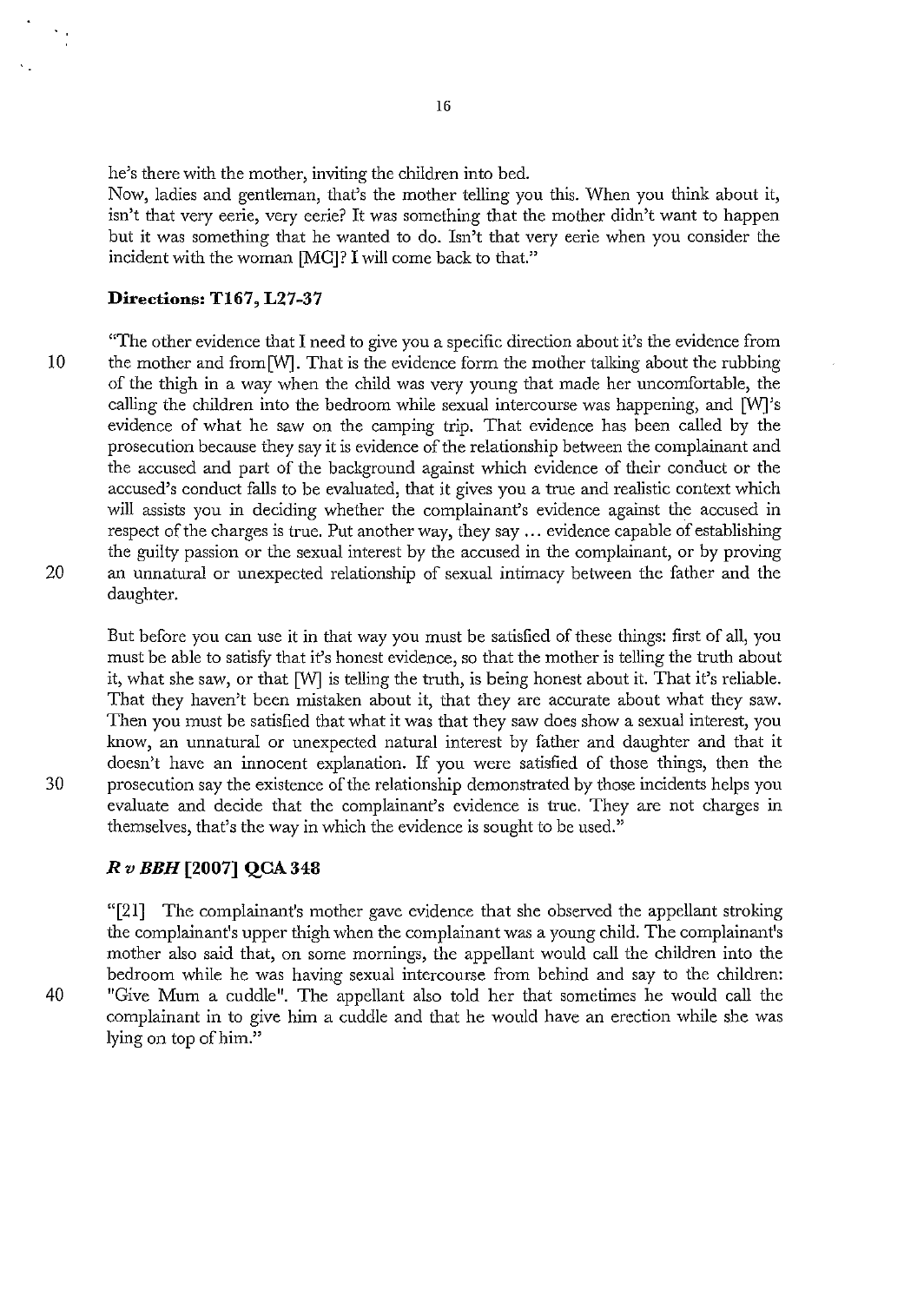he's there with the mother, inviting the children into bed.

Now, ladies and gentleman, that's the mother telling you this. When you think about it, isn't that very eerie, very eerie? It was something that the mother didn't want to happen but it was something that he wanted to do. Isn't that very eerie when you consider the incident with the woman [MC]? I will come back to that."

### Directions: T167, L27-37

"The other evidence that I need to give you a specific direction about it's the evidence from the mother and from[W]. That is the evidence form the mother talking about the rubbing of the thigh in a way when the child was very young that made her uncomfortable, the calling the children into the bedroom while sexual intercourse was happening, and [W]'s evidence of what he saw on the camping trip. That evidence has been called by the prosecution because they say it is evidence of the relationship between the complainant and the accused and part of the background against which evidence of their conduct or the accused's conduct falls to be evaluated, that it gives you a true and realistic context which will assists you in deciding whether the complainant's evidence against the accused in respect of the charges is true. Put another way, they say ... evidence capable of establishing the guilty passion or the sexual interest by the accused in the complainant, or by proving an unnatural or unexpected relationship of sexual intimacy between the father and the daughter.

But before you can use it in that way you must be satisfied of these things: first of all, you must be able to satisfy that it's honest evidence, so that the mother is telling the truth about it, what she saw, or that [W] is telling the truth, is being honest about it. That it's reliable. That they haven't been mistaken about it, that they are accurate about what they saw. Then you must be satisfied that what it was that they saw does show a sexual interest, you know, an unnatural or unexpected natural interest by father and daughter and that it doesn't have an innocent explanation. If you were satisfied of those things, then the prosecution say the existence of the relationship demonstrated by those incidents helps you evaluate and decide that the complainant's evidence is true. They are not charges in themselves, that's the way in which the evidence is sought to be used."

### *R v BBH* [2007] QCA 348

"[21] The complainant's mother gave evidence that she observed the appellant stroking the complainant's upper thigh when the complainant was a young child. The complainant's mother also said that, on some mornings, the appellant would call the children into the bedroom while he was having sexual intercourse from behind and say to the children: "Give Mum a cuddle". The appellant also told her that sometimes he would call the complainant in to give him a cuddle and that he would have an erection while she was lying on top of him."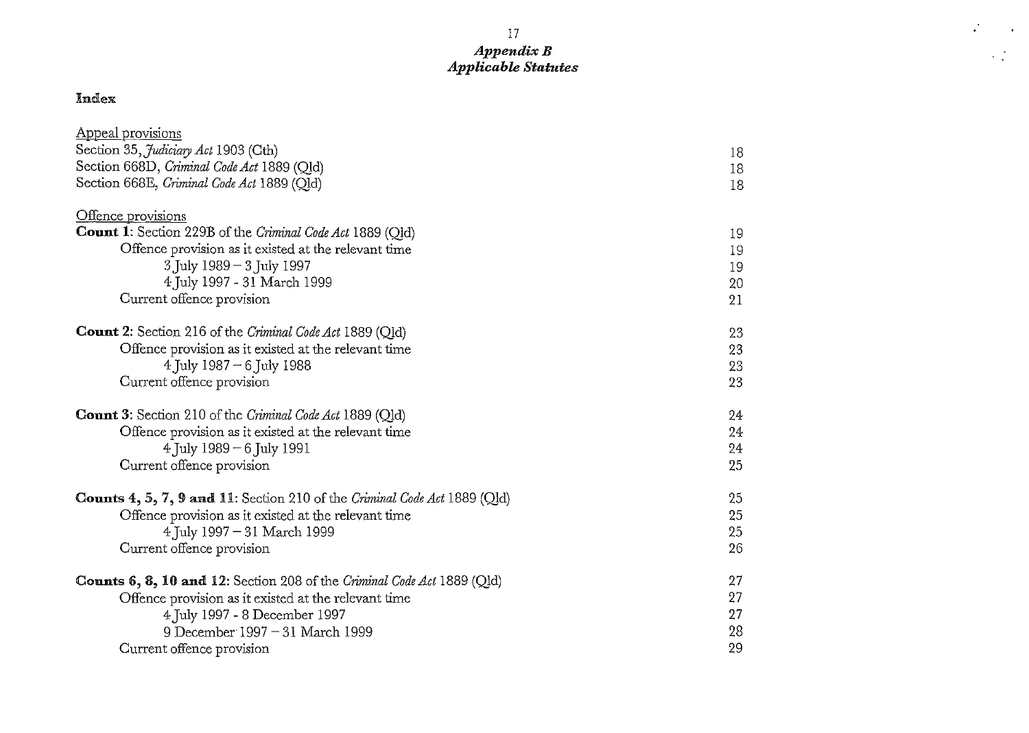# *Appendix B*
# *Applicable Statutes*

**Index**

| | |
|---|---|
| Appeal provisions | |
| Section 35, *Judiciary Act* 1903 (Cth) | 18 |
| Section 668D, *Criminal Code Act* 1889 (Qld) | 18 |
| Section 668E, *Criminal Code Act* 1889 (Qld) | 18 |
| | |
| Offence provisions | |
| **Count 1**: Section 229B of the *Criminal Code Act* 1889 (Qld) | 19 |
| Offence provision as it existed at the relevant time | 19 |
| 3 July 1989 – 3 July 1997 | 19 |
| 4 July 1997 - 31 March 1999 | 20 |
| Current offence provision | 21 |
| | |
| **Count 2**: Section 216 of the *Criminal Code Act* 1889 (Qld) | 23 |
| Offence provision as it existed at the relevant time | 23 |
| 4 July 1987 – 6 July 1988 | 23 |
| Current offence provision | 23 |
| | |
| **Count 3**: Section 210 of the *Criminal Code Act* 1889 (Qld) | 24 |
| Offence provision as it existed at the relevant time | 24 |
| 4 July 1989 – 6 July 1991 | 24 |
| Current offence provision | 25 |
| | |
| **Counts 4, 5, 7, 9 and 11**: Section 210 of the *Criminal Code Act* 1889 (Qld) | 25 |
| Offence provision as it existed at the relevant time | 25 |
| 4 July 1997 – 31 March 1999 | 25 |
| Current offence provision | 26 |
| | |
| **Counts 6, 8, 10 and 12**: Section 208 of the *Criminal Code Act* 1889 (Qld) | 27 |
| Offence provision as it existed at the relevant time | 27 |
| 4 July 1997 - 8 December 1997 | 27 |
| 9 December 1997 – 31 March 1999 | 28 |
| Current offence provision | 29 |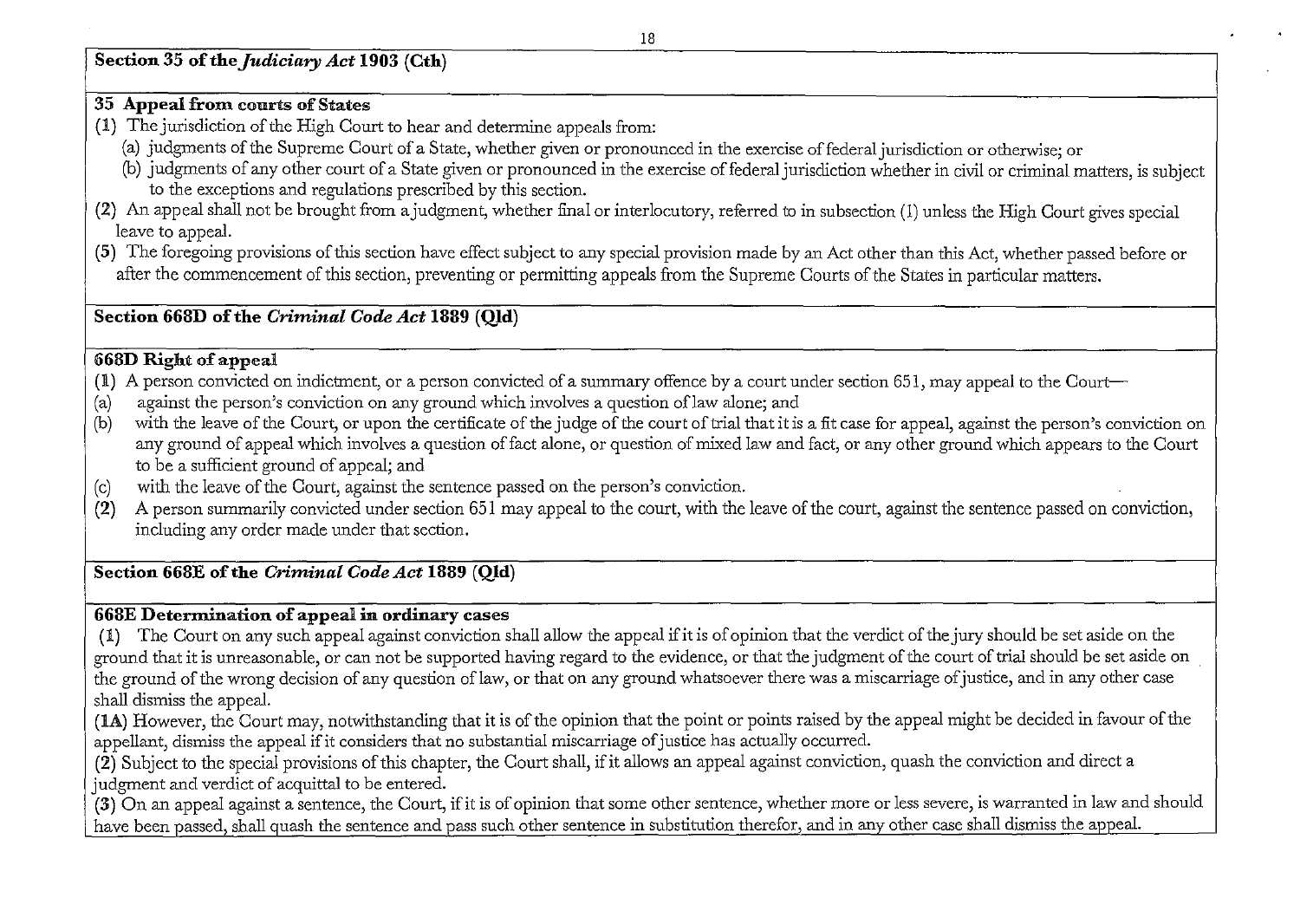## Section 35 of the *Judiciary Act* 1903 (Cth)

### 35 Appeal from courts of States

(1) The jurisdiction of the High Court to hear and determine appeals from:

(a) judgments of the Supreme Court of a State, whether given or pronounced in the exercise of federal jurisdiction or otherwise; or

(b) judgments of any other court of a State given or pronounced in the exercise of federal jurisdiction whether in civil or criminal matters, is subject to the exceptions and regulations prescribed by this section.

(2) An appeal shall not be brought from a judgment, whether final or interlocutory, referred to in subsection (1) unless the High Court gives special leave to appeal.

(5) The foregoing provisions of this section have effect subject to any special provision made by an Act other than this Act, whether passed before or after the commencement of this section, preventing or permitting appeals from the Supreme Courts of the States in particular matters.

## Section 668D of the *Criminal Code Act* 1889 (Qld)

### 668D Right of appeal

(1) A person convicted on indictment, or a person convicted of a summary offence by a court under section 651, may appeal to the Court—

(a) against the person's conviction on any ground which involves a question of law alone; and

(b) with the leave of the Court, or upon the certificate of the judge of the court of trial that it is a fit case for appeal, against the person's conviction on any ground of appeal which involves a question of fact alone, or question of mixed law and fact, or any other ground which appears to the Court to be a sufficient ground of appeal; and

(c) with the leave of the Court, against the sentence passed on the person's conviction.

(2) A person summarily convicted under section 651 may appeal to the court, with the leave of the court, against the sentence passed on conviction, including any order made under that section.

## Section 668E of the *Criminal Code Act* 1889 (Qld)

### 668E Determination of appeal in ordinary cases

(1) The Court on any such appeal against conviction shall allow the appeal if it is of opinion that the verdict of the jury should be set aside on the ground that it is unreasonable, or can not be supported having regard to the evidence, or that the judgment of the court of trial should be set aside on the ground of the wrong decision of any question of law, or that on any ground whatsoever there was a miscarriage of justice, and in any other case shall dismiss the appeal.

(1A) However, the Court may, notwithstanding that it is of the opinion that the point or points raised by the appeal might be decided in favour of the appellant, dismiss the appeal if it considers that no substantial miscarriage of justice has actually occurred.

(2) Subject to the special provisions of this chapter, the Court shall, if it allows an appeal against conviction, quash the conviction and direct a judgment and verdict of acquittal to be entered.

(3) On an appeal against a sentence, the Court, if it is of opinion that some other sentence, whether more or less severe, is warranted in law and should have been passed, shall quash the sentence and pass such other sentence in substitution therefor, and in any other case shall dismiss the appeal.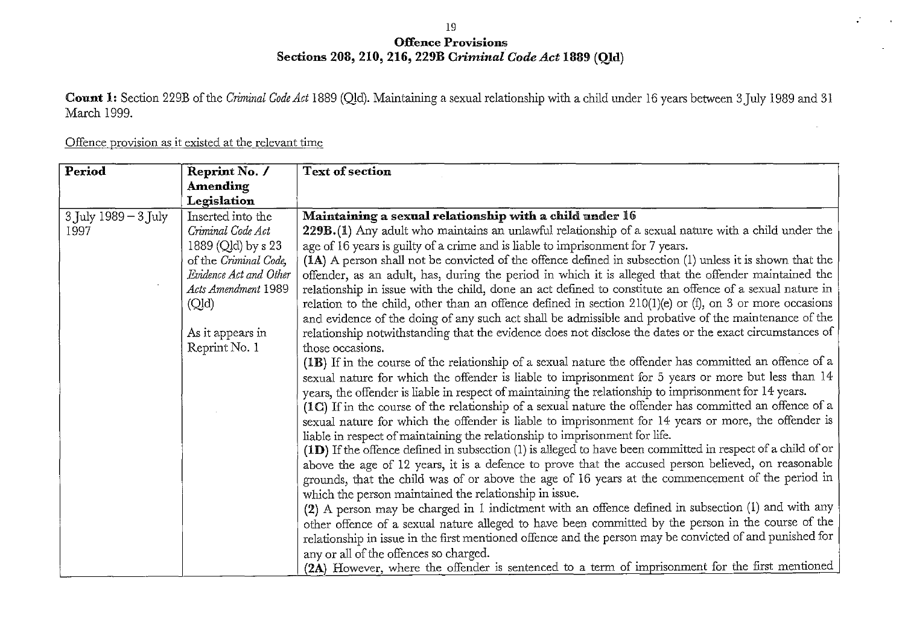**Offence Provisions**
**Sections 208, 210, 216, 229B *Criminal Code Act* 1889 (Qld)**

**Count 1:** Section 229B of the *Criminal Code Act* 1889 (Qld). Maintaining a sexual relationship with a child under 16 years between 3 July 1989 and 31 March 1999.

Offence provision as it existed at the relevant time

| Period | Reprint No. / Amending Legislation | Text of section |
| --- | --- | --- |
| 3 July 1989 – 3 July 1997 | Inserted into the *Criminal Code Act* 1889 (Qld) by s 23 of the *Criminal Code, Evidence Act and Other Acts Amendment* 1989 (Qld)<br><br>As it appears in Reprint No. 1 | **Maintaining a sexual relationship with a child under 16**<br>**229B.(1)** Any adult who maintains an unlawful relationship of a sexual nature with a child under the age of 16 years is guilty of a crime and is liable to imprisonment for 7 years.<br>**(1A)** A person shall not be convicted of the offence defined in subsection (1) unless it is shown that the offender, as an adult, has, during the period in which it is alleged that the offender maintained the relationship in issue with the child, done an act defined to constitute an offence of a sexual nature in relation to the child, other than an offence defined in section 210(1)(e) or (f), on 3 or more occasions and evidence of the doing of any such act shall be admissible and probative of the maintenance of the relationship notwithstanding that the evidence does not disclose the dates or the exact circumstances of those occasions.<br>**(1B)** If in the course of the relationship of a sexual nature the offender has committed an offence of a sexual nature for which the offender is liable to imprisonment for 5 years or more but less than 14 years, the offender is liable in respect of maintaining the relationship to imprisonment for 14 years.<br>**(1C)** If in the course of the relationship of a sexual nature the offender has committed an offence of a sexual nature for which the offender is liable to imprisonment for 14 years or more, the offender is liable in respect of maintaining the relationship to imprisonment for life.<br>**(1D)** If the offence defined in subsection (1) is alleged to have been committed in respect of a child of or above the age of 12 years, it is a defence to prove that the accused person believed, on reasonable grounds, that the child was of or above the age of 16 years at the commencement of the period in which the person maintained the relationship in issue.<br>**(2)** A person may be charged in 1 indictment with an offence defined in subsection (1) and with any other offence of a sexual nature alleged to have been committed by the person in the course of the relationship in issue in the first mentioned offence and the person may be convicted of and punished for any or all of the offences so charged.<br>**(2A)** However, where the offender is sentenced to a term of imprisonment for the first mentioned |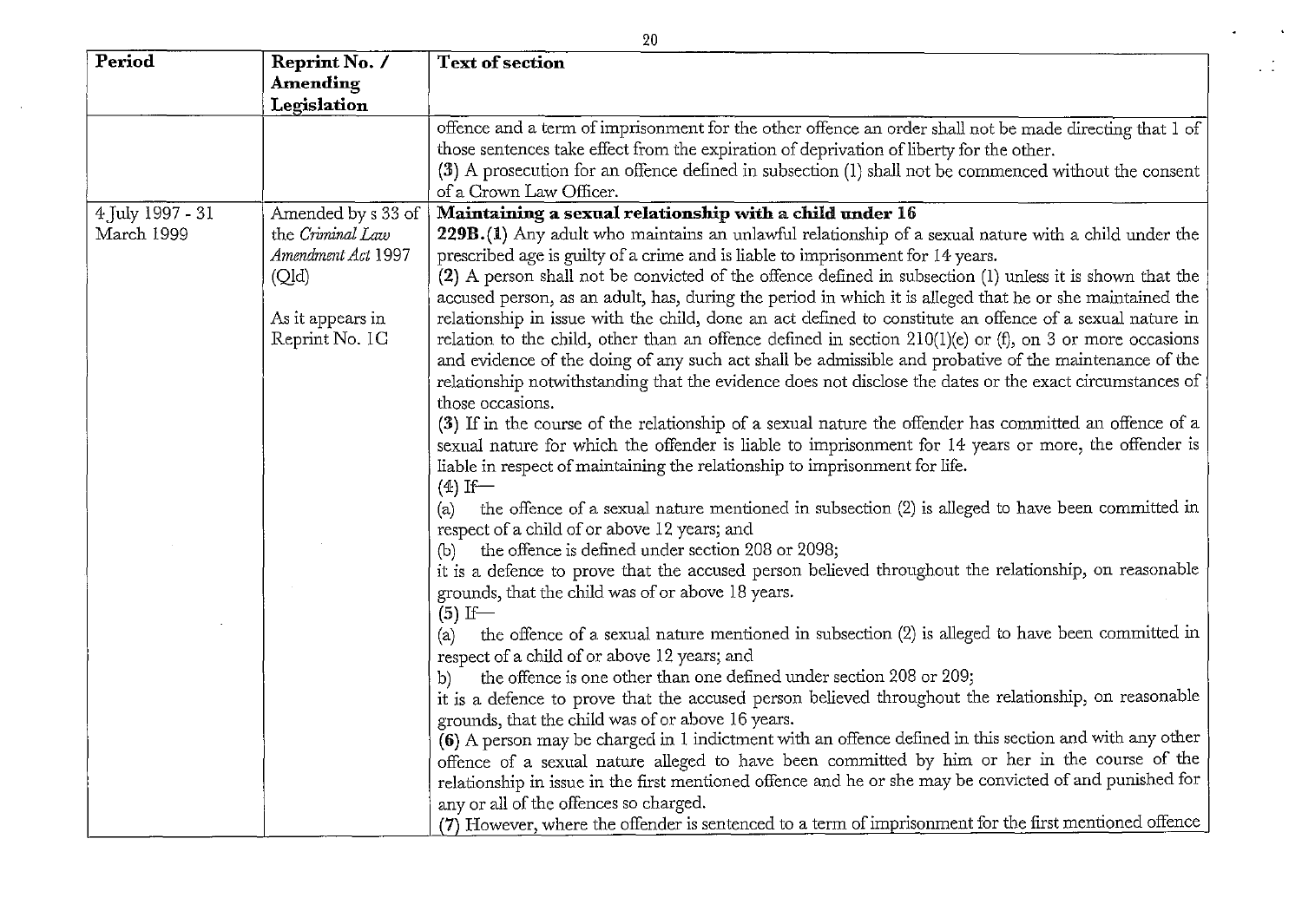| Period | Reprint No. / Amending Legislation | Text of section |
|---|---|---|
| | | offence and a term of imprisonment for the other offence an order shall not be made directing that 1 of those sentences take effect from the expiration of deprivation of liberty for the other.<br>**(3)** A prosecution for an offence defined in subsection (1) shall not be commenced without the consent of a Crown Law Officer. |
| 4 July 1997 - 31 March 1999 | Amended by s 33 of the *Criminal Law Amendment Act* 1997 (Qld)<br><br>As it appears in Reprint No. 1C | **Maintaining a sexual relationship with a child under 16**<br>**229B.(1)** Any adult who maintains an unlawful relationship of a sexual nature with a child under the prescribed age is guilty of a crime and is liable to imprisonment for 14 years.<br>**(2)** A person shall not be convicted of the offence defined in subsection (1) unless it is shown that the accused person, as an adult, has, during the period in which it is alleged that he or she maintained the relationship in issue with the child, done an act defined to constitute an offence of a sexual nature in relation to the child, other than an offence defined in section 210(1)(e) or (f), on 3 or more occasions and evidence of the doing of any such act shall be admissible and probative of the maintenance of the relationship notwithstanding that the evidence does not disclose the dates or the exact circumstances of those occasions.<br>**(3)** If in the course of the relationship of a sexual nature the offender has committed an offence of a sexual nature for which the offender is liable to imprisonment for 14 years or more, the offender is liable in respect of maintaining the relationship to imprisonment for life.<br>(4) If—<br>(a) the offence of a sexual nature mentioned in subsection (2) is alleged to have been committed in respect of a child of or above 12 years; and<br>(b) the offence is defined under section 208 or 2098;<br>it is a defence to prove that the accused person believed throughout the relationship, on reasonable grounds, that the child was of or above 18 years.<br>(5) If—<br>(a) the offence of a sexual nature mentioned in subsection (2) is alleged to have been committed in respect of a child of or above 12 years; and<br>b) the offence is one other than one defined under section 208 or 209;<br>it is a defence to prove that the accused person believed throughout the relationship, on reasonable grounds, that the child was of or above 16 years.<br>**(6)** A person may be charged in 1 indictment with an offence defined in this section and with any other offence of a sexual nature alleged to have been committed by him or her in the course of the relationship in issue in the first mentioned offence and he or she may be convicted of and punished for any or all of the offences so charged.<br>**(7)** However, where the offender is sentenced to a term of imprisonment for the first mentioned offence |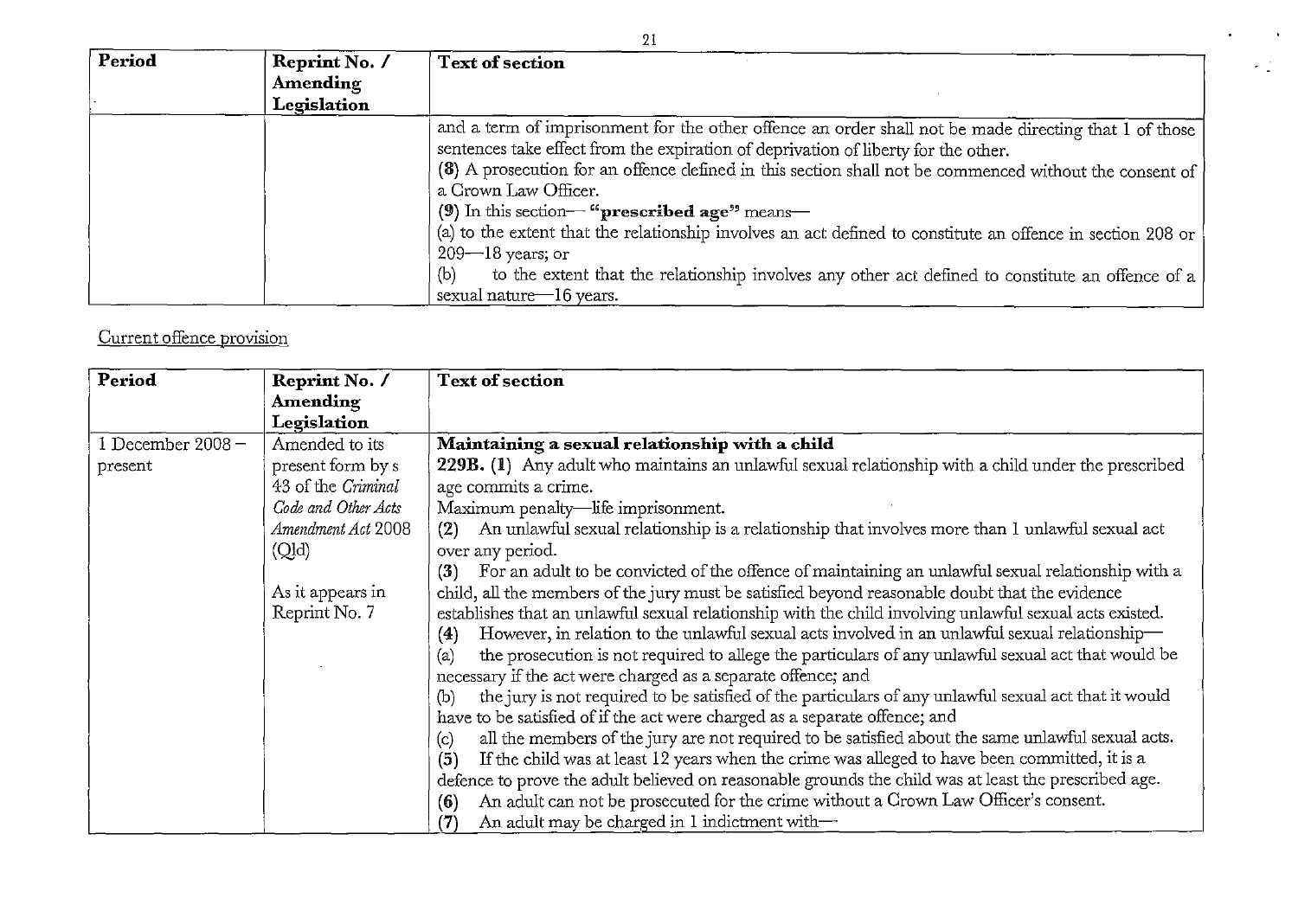| Period | Reprint No. / Amending Legislation | Text of section |
|---|---|---|
| | | and a term of imprisonment for the other offence an order shall not be made directing that 1 of those sentences take effect from the expiration of deprivation of liberty for the other.<br>**(8)** A prosecution for an offence defined in this section shall not be commenced without the consent of a Crown Law Officer.<br>**(9)** In this section— **"prescribed age"** means—<br>(a) to the extent that the relationship involves an act defined to constitute an offence in section 208 or 209—18 years; or<br>(b) to the extent that the relationship involves any other act defined to constitute an offence of a sexual nature—16 years. |

Current offence provision

| Period | Reprint No. / Amending Legislation | Text of section |
|---|---|---|
| 1 December 2008 – present | Amended to its present form by s 43 of the *Criminal Code and Other Acts Amendment Act* 2008 (Qld)<br><br>As it appears in Reprint No. 7 | **Maintaining a sexual relationship with a child**<br>**229B. (1)** Any adult who maintains an unlawful sexual relationship with a child under the prescribed age commits a crime.<br>Maximum penalty—life imprisonment.<br>**(2)** An unlawful sexual relationship is a relationship that involves more than 1 unlawful sexual act over any period.<br>**(3)** For an adult to be convicted of the offence of maintaining an unlawful sexual relationship with a child, all the members of the jury must be satisfied beyond reasonable doubt that the evidence establishes that an unlawful sexual relationship with the child involving unlawful sexual acts existed.<br>**(4)** However, in relation to the unlawful sexual acts involved in an unlawful sexual relationship—<br>(a) the prosecution is not required to allege the particulars of any unlawful sexual act that would be necessary if the act were charged as a separate offence; and<br>(b) the jury is not required to be satisfied of the particulars of any unlawful sexual act that it would have to be satisfied of if the act were charged as a separate offence; and<br>(c) all the members of the jury are not required to be satisfied about the same unlawful sexual acts.<br>**(5)** If the child was at least 12 years when the crime was alleged to have been committed, it is a defence to prove the adult believed on reasonable grounds the child was at least the prescribed age.<br>**(6)** An adult can not be prosecuted for the crime without a Crown Law Officer's consent.<br>**(7)** An adult may be charged in 1 indictment with— |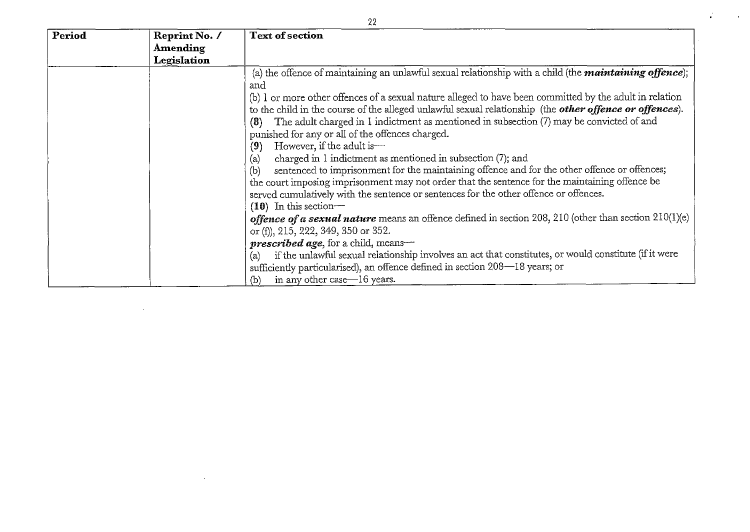| Period | Reprint No. / Amending Legislation | Text of section |
| --- | --- | --- |
| | | (a) the offence of maintaining an unlawful sexual relationship with a child (the ***maintaining offence***); and<br>(b) 1 or more other offences of a sexual nature alleged to have been committed by the adult in relation to the child in the course of the alleged unlawful sexual relationship (the ***other offence or offences***).<br>**(8)** The adult charged in 1 indictment as mentioned in subsection (7) may be convicted of and punished for any or all of the offences charged.<br>**(9)** However, if the adult is—<br>(a) charged in 1 indictment as mentioned in subsection (7); and<br>(b) sentenced to imprisonment for the maintaining offence and for the other offence or offences;<br>the court imposing imprisonment may not order that the sentence for the maintaining offence be served cumulatively with the sentence or sentences for the other offence or offences.<br>**(10)** In this section—<br>***offence of a sexual nature*** means an offence defined in section 208, 210 (other than section 210(1)(e) or (f)), 215, 222, 349, 350 or 352.<br>***prescribed age***, for a child, means—<br>(a) if the unlawful sexual relationship involves an act that constitutes, or would constitute (if it were sufficiently particularised), an offence defined in section 208—18 years; or<br>(b) in any other case—16 years. |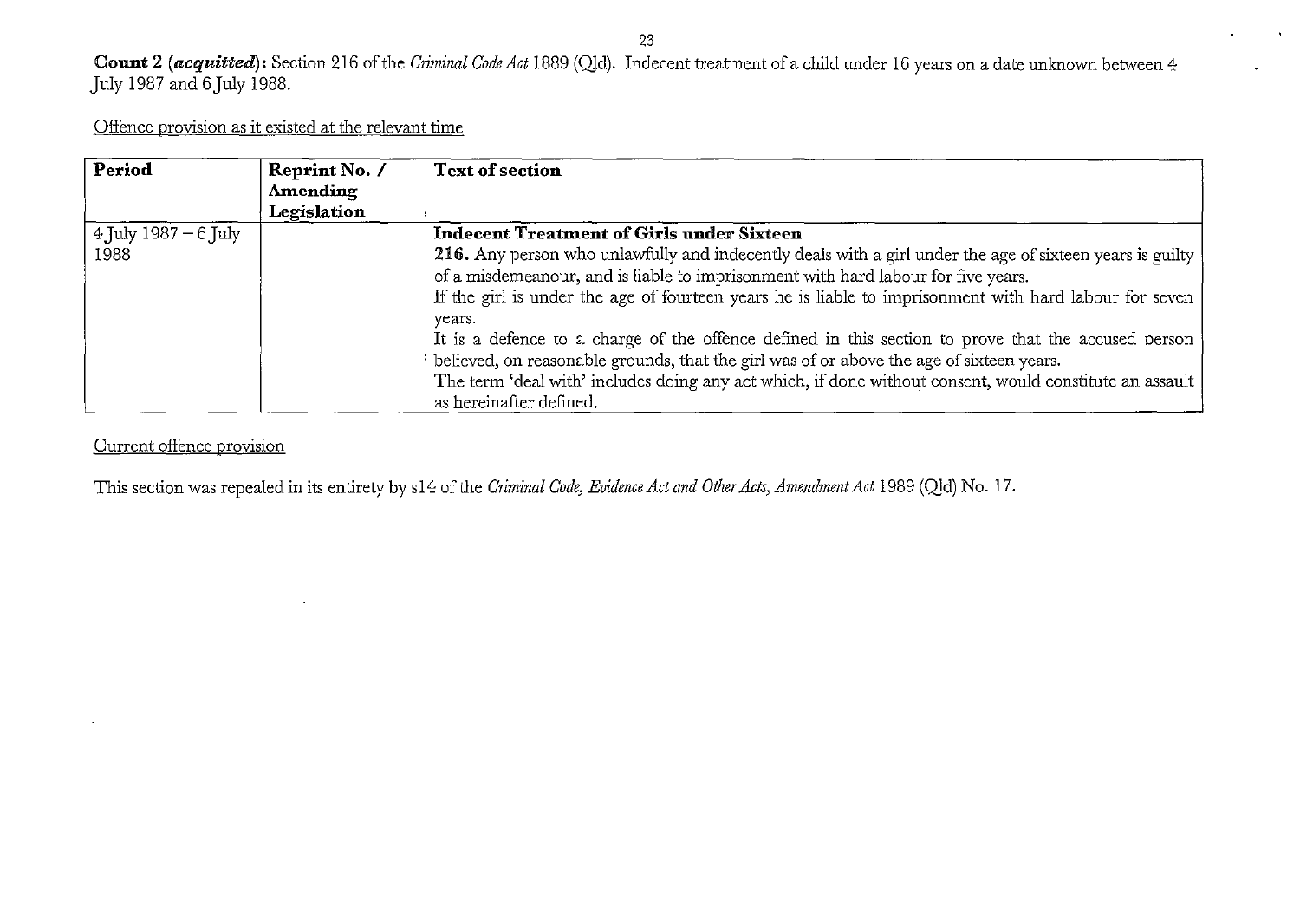**Count 2 (*acquitted*):** Section 216 of the *Criminal Code Act* 1889 (Qld). Indecent treatment of a child under 16 years on a date unknown between 4 July 1987 and 6 July 1988.

Offence provision as it existed at the relevant time

| Period | Reprint No. / Amending Legislation | Text of section |
|---|---|---|
| 4 July 1987 – 6 July 1988 | | **Indecent Treatment of Girls under Sixteen**<br>**216.** Any person who unlawfully and indecently deals with a girl under the age of sixteen years is guilty of a misdemeanour, and is liable to imprisonment with hard labour for five years.<br>If the girl is under the age of fourteen years he is liable to imprisonment with hard labour for seven years.<br>It is a defence to a charge of the offence defined in this section to prove that the accused person believed, on reasonable grounds, that the girl was of or above the age of sixteen years.<br>The term 'deal with' includes doing any act which, if done without consent, would constitute an assault as hereinafter defined. |

Current offence provision

This section was repealed in its entirety by s14 of the *Criminal Code, Evidence Act and Other Acts, Amendment Act* 1989 (Qld) No. 17.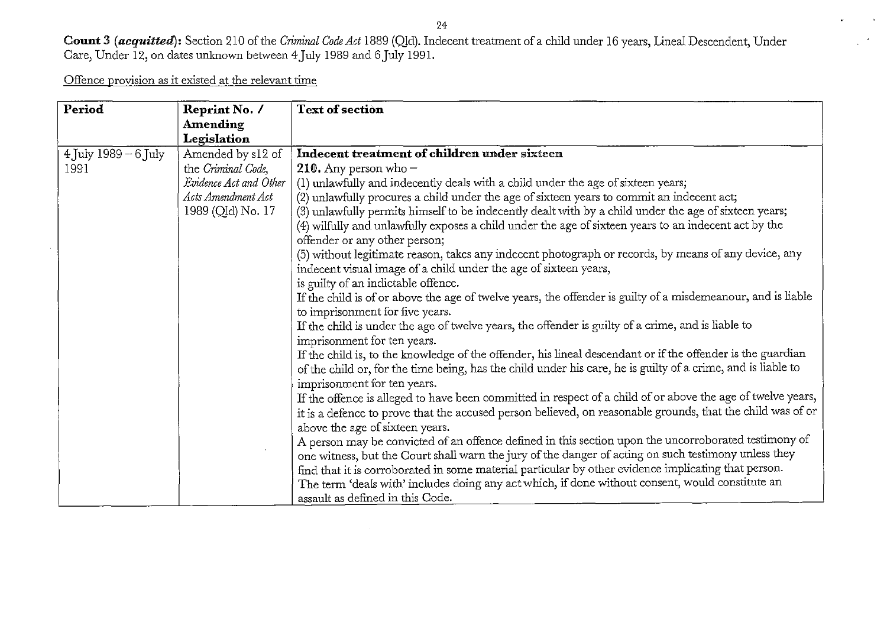**Count 3 (*acquitted*):** Section 210 of the *Criminal Code Act* 1889 (Qld). Indecent treatment of a child under 16 years, Lineal Descendent, Under Care, Under 12, on dates unknown between 4 July 1989 and 6 July 1991.

Offence provision as it existed at the relevant time

| Period | Reprint No. / Amending Legislation | Text of section |
|---|---|---|
| 4 July 1989 – 6 July 1991 | Amended by s12 of the *Criminal Code, Evidence Act and Other Acts Amendment Act* 1989 (Qld) No. 17 | **Indecent treatment of children under sixteen**<br>**210.** Any person who –<br>(1) unlawfully and indecently deals with a child under the age of sixteen years;<br>(2) unlawfully procures a child under the age of sixteen years to commit an indecent act;<br>(3) unlawfully permits himself to be indecently dealt with by a child under the age of sixteen years;<br>(4) wilfully and unlawfully exposes a child under the age of sixteen years to an indecent act by the offender or any other person;<br>(5) without legitimate reason, takes any indecent photograph or records, by means of any device, any indecent visual image of a child under the age of sixteen years,<br>is guilty of an indictable offence.<br>If the child is of or above the age of twelve years, the offender is guilty of a misdemeanour, and is liable to imprisonment for five years.<br>If the child is under the age of twelve years, the offender is guilty of a crime, and is liable to imprisonment for ten years.<br>If the child is, to the knowledge of the offender, his lineal descendant or if the offender is the guardian of the child or, for the time being, has the child under his care, he is guilty of a crime, and is liable to imprisonment for ten years.<br>If the offence is alleged to have been committed in respect of a child of or above the age of twelve years, it is a defence to prove that the accused person believed, on reasonable grounds, that the child was of or above the age of sixteen years.<br>A person may be convicted of an offence defined in this section upon the uncorroborated testimony of one witness, but the Court shall warn the jury of the danger of acting on such testimony unless they find that it is corroborated in some material particular by other evidence implicating that person.<br>The term 'deals with' includes doing any act which, if done without consent, would constitute an assault as defined in this Code. |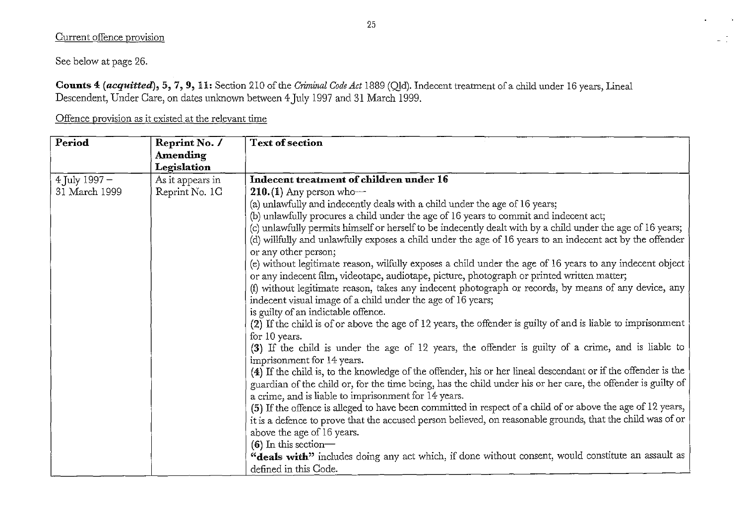Current offence provision

See below at page 26.

**Counts 4 (*acquitted*), 5, 7, 9, 11:** Section 210 of the *Criminal Code Act* 1889 (Qld). Indecent treatment of a child under 16 years, Lineal Descendent, Under Care, on dates unknown between 4 July 1997 and 31 March 1999.

Offence provision as it existed at the relevant time

| Period | Reprint No. / Amending Legislation | Text of section |
|---|---|---|
| 4 July 1997 – 31 March 1999 | As it appears in Reprint No. 1C | **Indecent treatment of children under 16**<br>**210.(1)** Any person who—<br>(a) unlawfully and indecently deals with a child under the age of 16 years;<br>(b) unlawfully procures a child under the age of 16 years to commit and indecent act;<br>(c) unlawfully permits himself or herself to be indecently dealt with by a child under the age of 16 years;<br>(d) willfully and unlawfully exposes a child under the age of 16 years to an indecent act by the offender or any other person;<br>(e) without legitimate reason, wilfully exposes a child under the age of 16 years to any indecent object or any indecent film, videotape, audiotape, picture, photograph or printed written matter;<br>(f) without legitimate reason, takes any indecent photograph or records, by means of any device, any indecent visual image of a child under the age of 16 years;<br>is guilty of an indictable offence.<br>**(2)** If the child is of or above the age of 12 years, the offender is guilty of and is liable to imprisonment for 10 years.<br>**(3)** If the child is under the age of 12 years, the offender is guilty of a crime, and is liable to imprisonment for 14 years.<br>**(4)** If the child is, to the knowledge of the offender, his or her lineal descendant or if the offender is the guardian of the child or, for the time being, has the child under his or her care, the offender is guilty of a crime, and is liable to imprisonment for 14 years.<br>**(5)** If the offence is alleged to have been committed in respect of a child of or above the age of 12 years, it is a defence to prove that the accused person believed, on reasonable grounds, that the child was of or above the age of 16 years.<br>**(6)** In this section—<br>**"deals with"** includes doing any act which, if done without consent, would constitute an assault as defined in this Code. |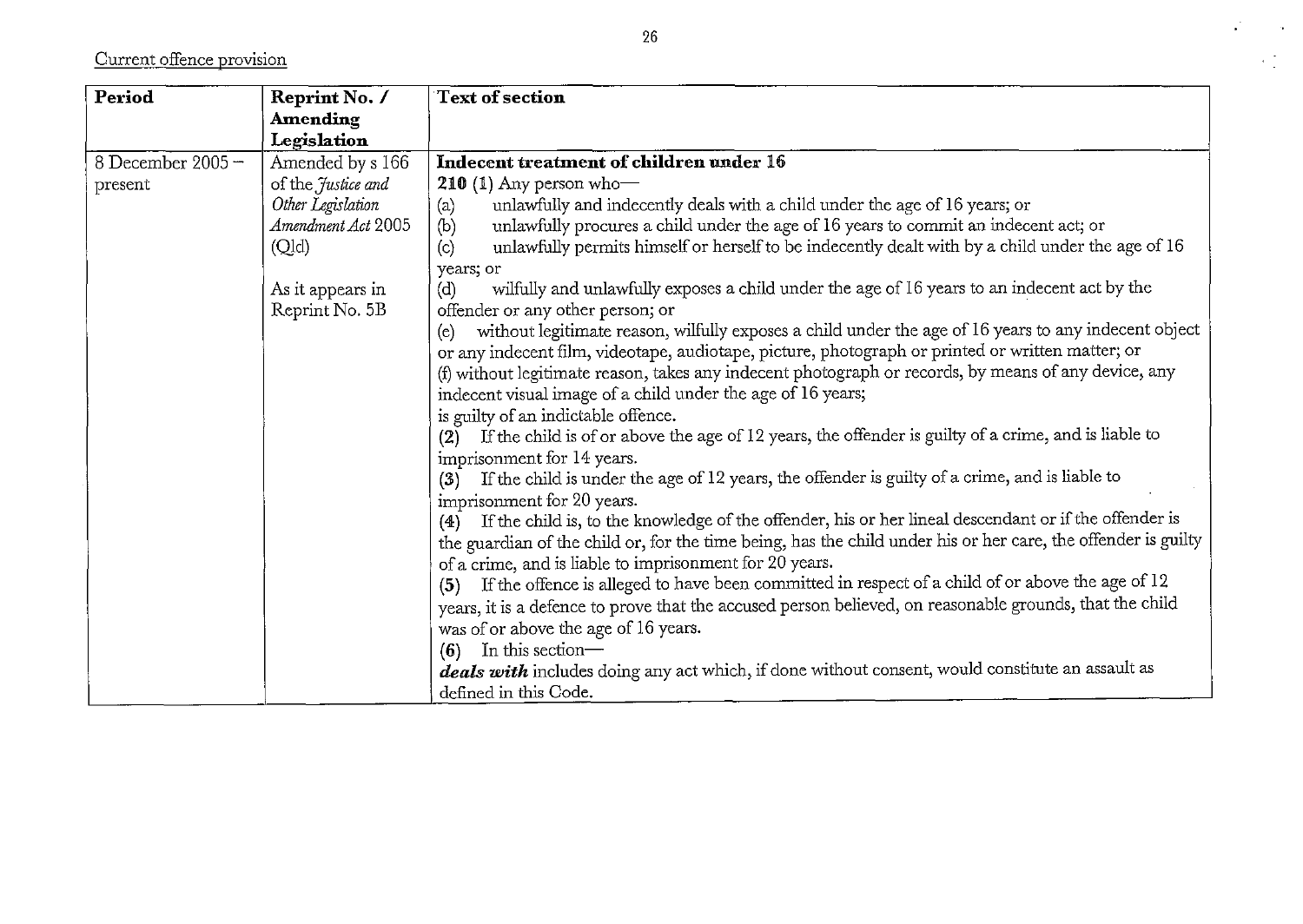Current offence provision

| Period | Reprint No. / Amending Legislation | Text of section |
|---|---|---|
| 8 December 2005 – present | Amended by s 166 of the *Justice and Other Legislation Amendment Act* 2005 (Qld)<br><br>As it appears in Reprint No. 5B | **Indecent treatment of children under 16**<br>**210** (1) Any person who—<br>(a) unlawfully and indecently deals with a child under the age of 16 years; or<br>(b) unlawfully procures a child under the age of 16 years to commit an indecent act; or<br>(c) unlawfully permits himself or herself to be indecently dealt with by a child under the age of 16 years; or<br>(d) wilfully and unlawfully exposes a child under the age of 16 years to an indecent act by the offender or any other person; or<br>(e) without legitimate reason, wilfully exposes a child under the age of 16 years to any indecent object or any indecent film, videotape, audiotape, picture, photograph or printed or written matter; or<br>(f) without legitimate reason, takes any indecent photograph or records, by means of any device, any indecent visual image of a child under the age of 16 years;<br>is guilty of an indictable offence.<br>(2) If the child is of or above the age of 12 years, the offender is guilty of a crime, and is liable to imprisonment for 14 years.<br>(3) If the child is under the age of 12 years, the offender is guilty of a crime, and is liable to imprisonment for 20 years.<br>(4) If the child is, to the knowledge of the offender, his or her lineal descendant or if the offender is the guardian of the child or, for the time being, has the child under his or her care, the offender is guilty of a crime, and is liable to imprisonment for 20 years.<br>(5) If the offence is alleged to have been committed in respect of a child of or above the age of 12 years, it is a defence to prove that the accused person believed, on reasonable grounds, that the child was of or above the age of 16 years.<br>(6) In this section—<br>***deals with*** includes doing any act which, if done without consent, would constitute an assault as defined in this Code. |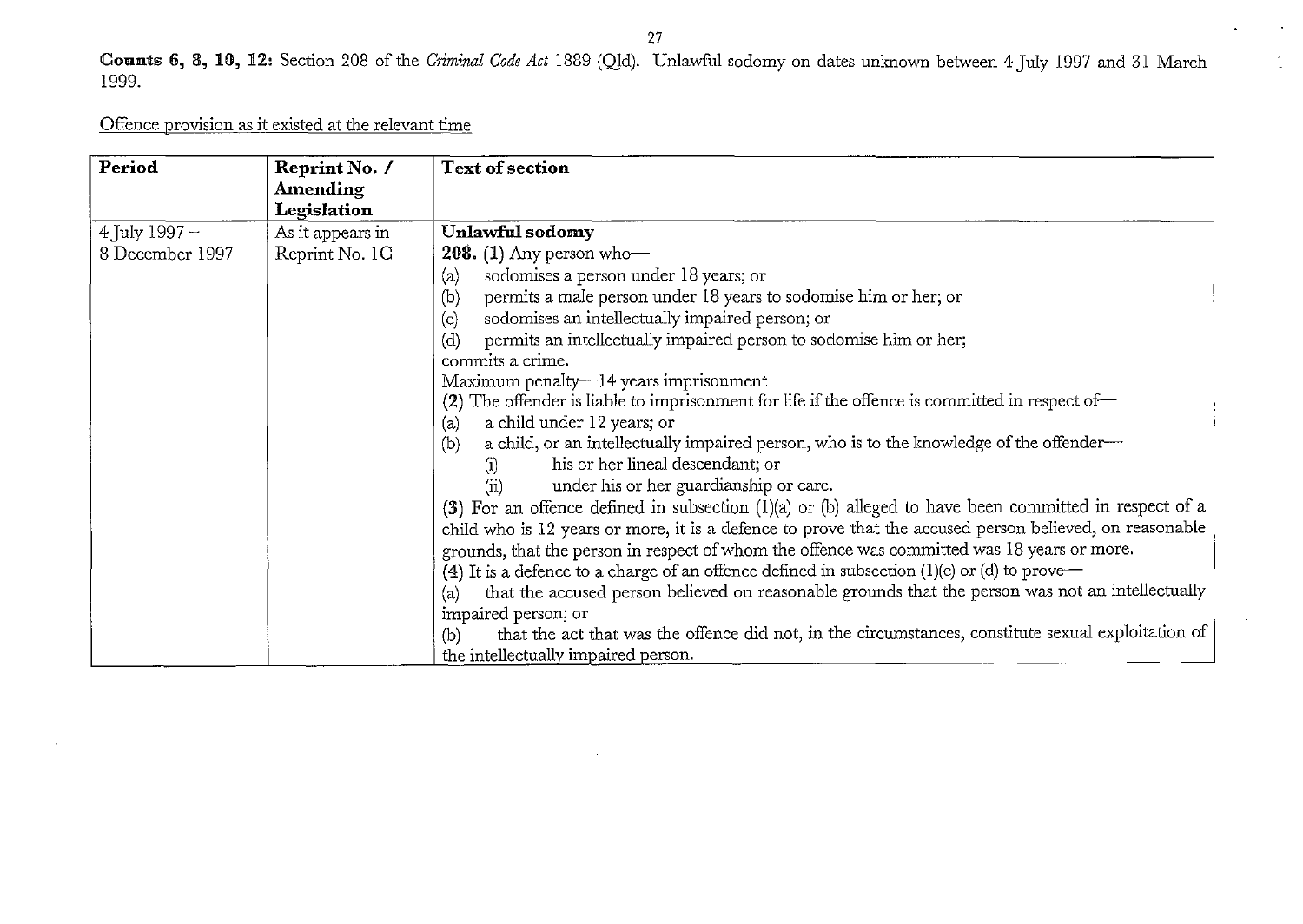**Counts 6, 8, 10, 12:** Section 208 of the *Criminal Code Act* 1889 (Qld). Unlawful sodomy on dates unknown between 4 July 1997 and 31 March 1999.

Offence provision as it existed at the relevant time

| Period | Reprint No. / Amending Legislation | Text of section |
|---|---|---|
| 4 July 1997 – 8 December 1997 | As it appears in Reprint No. 1C | **Unlawful sodomy**<br>**208. (1)** Any person who—<br>(a) sodomises a person under 18 years; or<br>(b) permits a male person under 18 years to sodomise him or her; or<br>(c) sodomises an intellectually impaired person; or<br>(d) permits an intellectually impaired person to sodomise him or her;<br>commits a crime.<br>Maximum penalty—14 years imprisonment<br>**(2)** The offender is liable to imprisonment for life if the offence is committed in respect of—<br>(a) a child under 12 years; or<br>(b) a child, or an intellectually impaired person, who is to the knowledge of the offender—<br>(i) his or her lineal descendant; or<br>(ii) under his or her guardianship or care.<br>**(3)** For an offence defined in subsection (1)(a) or (b) alleged to have been committed in respect of a child who is 12 years or more, it is a defence to prove that the accused person believed, on reasonable grounds, that the person in respect of whom the offence was committed was 18 years or more.<br>**(4)** It is a defence to a charge of an offence defined in subsection (1)(c) or (d) to prove—<br>(a) that the accused person believed on reasonable grounds that the person was not an intellectually impaired person; or<br>(b) that the act that was the offence did not, in the circumstances, constitute sexual exploitation of the intellectually impaired person. |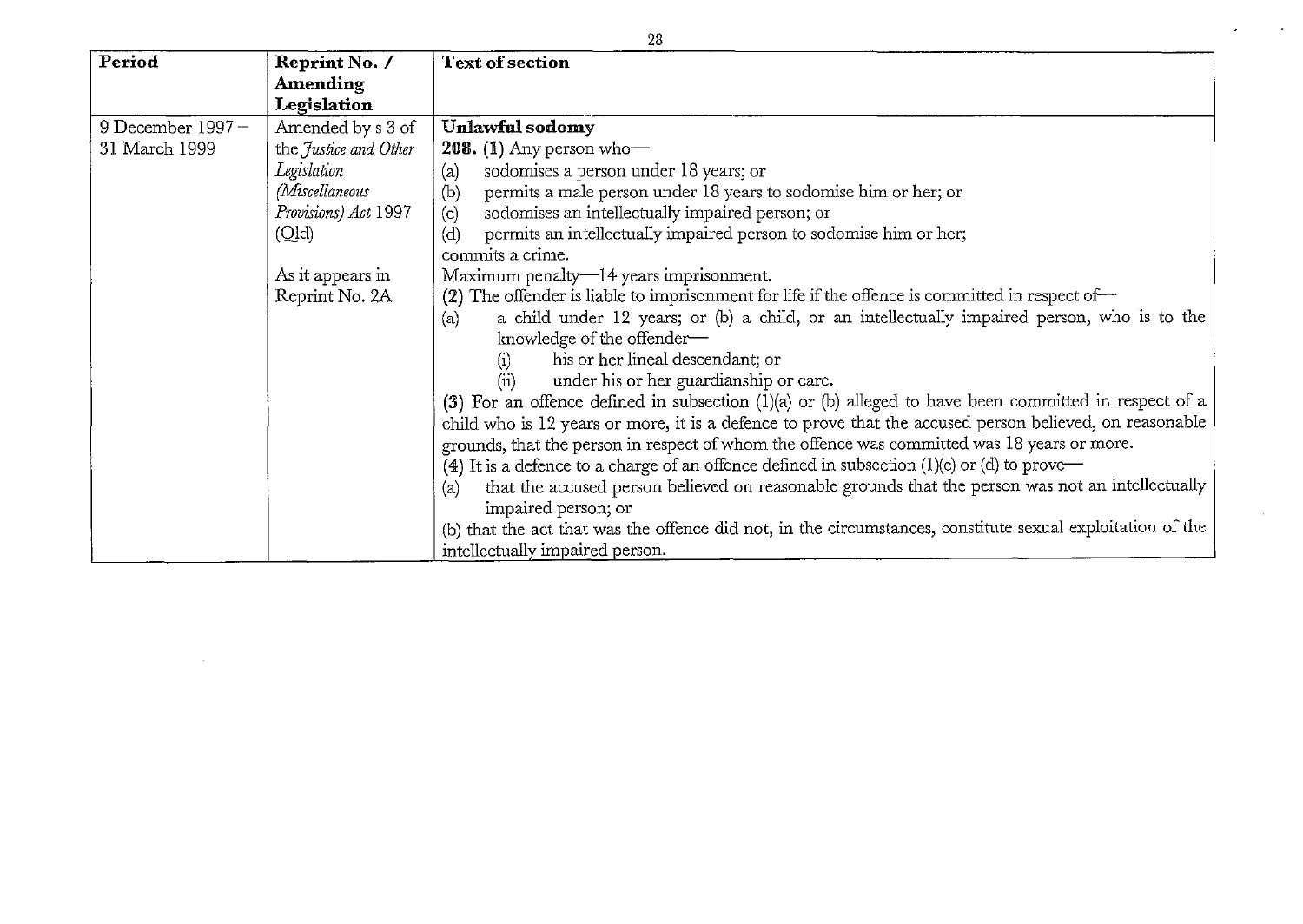| Period | Reprint No. / Amending Legislation | Text of section |
| --- | --- | --- |
| 9 December 1997 – 31 March 1999 | Amended by s 3 of the *Justice and Other Legislation (Miscellaneous Provisions) Act* 1997 (Qld)<br><br>As it appears in Reprint No. 2A | **Unlawful sodomy**<br>**208. (1)** Any person who—<br>(a) sodomises a person under 18 years; or<br>(b) permits a male person under 18 years to sodomise him or her; or<br>(c) sodomises an intellectually impaired person; or<br>(d) permits an intellectually impaired person to sodomise him or her;<br>commits a crime.<br>Maximum penalty—14 years imprisonment.<br>**(2)** The offender is liable to imprisonment for life if the offence is committed in respect of—<br>(a) a child under 12 years; or (b) a child, or an intellectually impaired person, who is to the knowledge of the offender—<br>(i) his or her lineal descendant; or<br>(ii) under his or her guardianship or care.<br>**(3)** For an offence defined in subsection (1)(a) or (b) alleged to have been committed in respect of a child who is 12 years or more, it is a defence to prove that the accused person believed, on reasonable grounds, that the person in respect of whom the offence was committed was 18 years or more.<br>**(4)** It is a defence to a charge of an offence defined in subsection (1)(c) or (d) to prove—<br>(a) that the accused person believed on reasonable grounds that the person was not an intellectually impaired person; or<br>(b) that the act that was the offence did not, in the circumstances, constitute sexual exploitation of the intellectually impaired person. |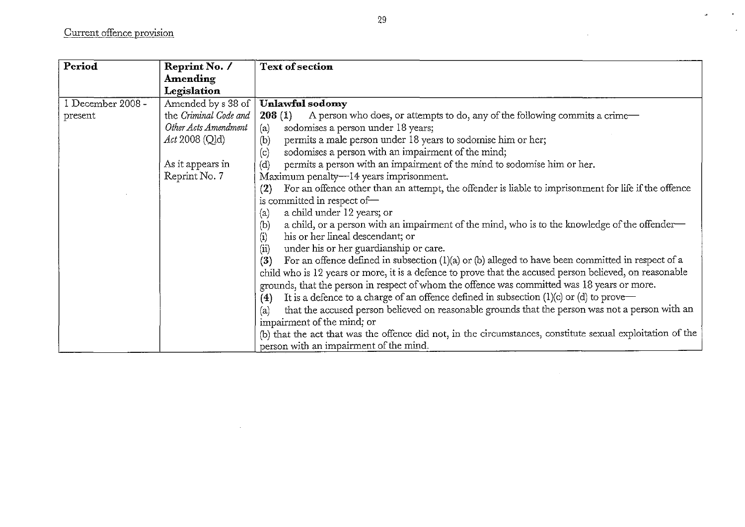Current offence provision

| Period | Reprint No. / Amending Legislation | Text of section |
|---|---|---|
| 1 December 2008 - present | Amended by s 38 of the *Criminal Code and Other Acts Amendment Act* 2008 (Qld)<br><br>As it appears in Reprint No. 7 | **Unlawful sodomy**<br>**208 (1)** A person who does, or attempts to do, any of the following commits a crime—<br>(a) sodomises a person under 18 years;<br>(b) permits a male person under 18 years to sodomise him or her;<br>(c) sodomises a person with an impairment of the mind;<br>(d) permits a person with an impairment of the mind to sodomise him or her.<br>Maximum penalty—14 years imprisonment.<br>**(2)** For an offence other than an attempt, the offender is liable to imprisonment for life if the offence is committed in respect of—<br>(a) a child under 12 years; or<br>(b) a child, or a person with an impairment of the mind, who is to the knowledge of the offender—<br>(i) his or her lineal descendant; or<br>(ii) under his or her guardianship or care.<br>**(3)** For an offence defined in subsection (1)(a) or (b) alleged to have been committed in respect of a child who is 12 years or more, it is a defence to prove that the accused person believed, on reasonable grounds, that the person in respect of whom the offence was committed was 18 years or more.<br>**(4)** It is a defence to a charge of an offence defined in subsection (1)(c) or (d) to prove—<br>(a) that the accused person believed on reasonable grounds that the person was not a person with an impairment of the mind; or<br>(b) that the act that was the offence did not, in the circumstances, constitute sexual exploitation of the person with an impairment of the mind. |